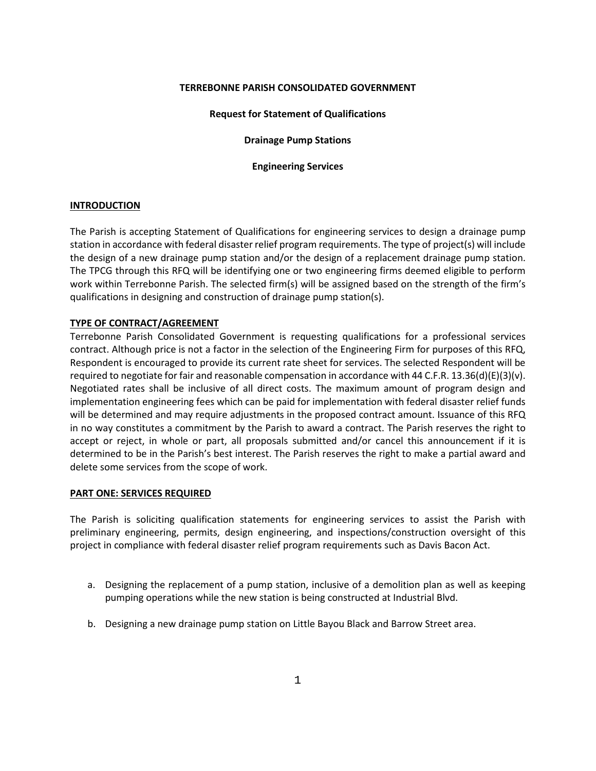**TERREBONNE PARISH CONSOLIDATED GOVERNMENT**

**Request for Statement of Qualifications**

**Drainage Pump Stations**

**Engineering Services**

## INTRODUCTION

The Parish is accepting Statement of Qualifications for engineering services to design a drainage pump station in accordance with federal disaster relief program requirements. The type of project(s) will include the design of a new drainage pump station and/or the design of a replacement drainage pump station. The TPCG through this RFQ will be identifying one or two engineering firms deemed eligible to perform work within Terrebonne Parish. The selected firm(s) will be assigned based on the strength of the firm's qualifications in designing and construction of drainage pump station(s).

## TYPE OF CONTRACT/AGREEMENT

Terrebonne Parish Consolidated Government is requesting qualifications for a professional services contract. Although price is not a factor in the selection of the Engineering Firm for purposes of this RFQ, Respondent is encouraged to provide its current rate sheet for services. The selected Respondent will be required to negotiate for fair and reasonable compensation in accordance with 44 C.F.R. 13.36(d)(E)(3)(v). Negotiated rates shall be inclusive of all direct costs. The maximum amount of program design and implementation engineering fees which can be paid for implementation with federal disaster relief funds will be determined and may require adjustments in the proposed contract amount. Issuance of this RFQ in no way constitutes a commitment by the Parish to award a contract. The Parish reserves the right to accept or reject, in whole or part, all proposals submitted and/or cancel this announcement if it is determined to be in the Parish's best interest. The Parish reserves the right to make a partial award and delete some services from the scope of work.

## PART ONE: SERVICES REQUIRED

The Parish is soliciting qualification statements for engineering services to assist the Parish with preliminary engineering, permits, design engineering, and inspections/construction oversight of this project in compliance with federal disaster relief program requirements such as Davis Bacon Act.

a. Designing the replacement of a pump station, inclusive of a demolition plan as well as keeping pumping operations while the new station is being constructed at Industrial Blvd.

b. Designing a new drainage pump station on Little Bayou Black and Barrow Street area.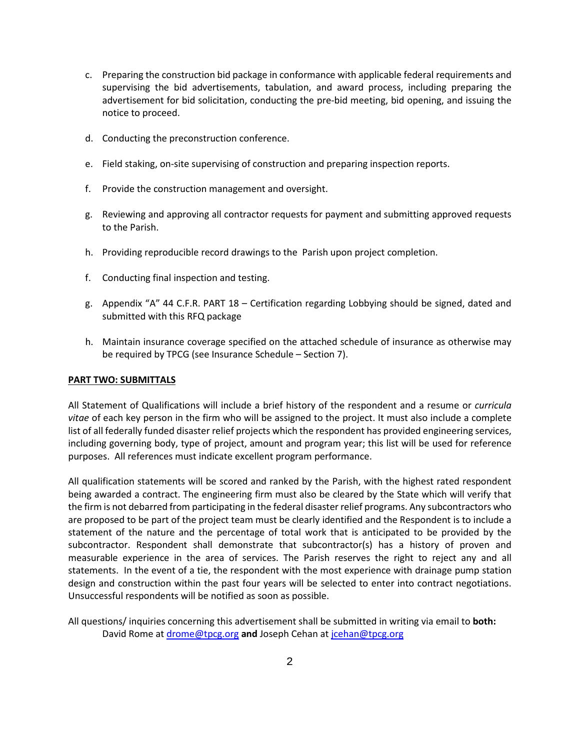c. Preparing the construction bid package in conformance with applicable federal requirements and supervising the bid advertisements, tabulation, and award process, including preparing the advertisement for bid solicitation, conducting the pre-bid meeting, bid opening, and issuing the notice to proceed.

d. Conducting the preconstruction conference.

e. Field staking, on-site supervising of construction and preparing inspection reports.

f. Provide the construction management and oversight.

g. Reviewing and approving all contractor requests for payment and submitting approved requests to the Parish.

h. Providing reproducible record drawings to the Parish upon project completion.

f. Conducting final inspection and testing.

g. Appendix "A" 44 C.F.R. PART 18 – Certification regarding Lobbying should be signed, dated and submitted with this RFQ package

h. Maintain insurance coverage specified on the attached schedule of insurance as otherwise may be required by TPCG (see Insurance Schedule – Section 7).

**PART TWO: SUBMITTALS**

All Statement of Qualifications will include a brief history of the respondent and a resume or *curricula vitae* of each key person in the firm who will be assigned to the project. It must also include a complete list of all federally funded disaster relief projects which the respondent has provided engineering services, including governing body, type of project, amount and program year; this list will be used for reference purposes. All references must indicate excellent program performance.

All qualification statements will be scored and ranked by the Parish, with the highest rated respondent being awarded a contract. The engineering firm must also be cleared by the State which will verify that the firm is not debarred from participating in the federal disaster relief programs. Any subcontractors who are proposed to be part of the project team must be clearly identified and the Respondent is to include a statement of the nature and the percentage of total work that is anticipated to be provided by the subcontractor. Respondent shall demonstrate that subcontractor(s) has a history of proven and measurable experience in the area of services. The Parish reserves the right to reject any and all statements. In the event of a tie, the respondent with the most experience with drainage pump station design and construction within the past four years will be selected to enter into contract negotiations. Unsuccessful respondents will be notified as soon as possible.

All questions/ inquiries concerning this advertisement shall be submitted in writing via email to **both:** David Rome at drome@tpcg.org **and** Joseph Cehan at jcehan@tpcg.org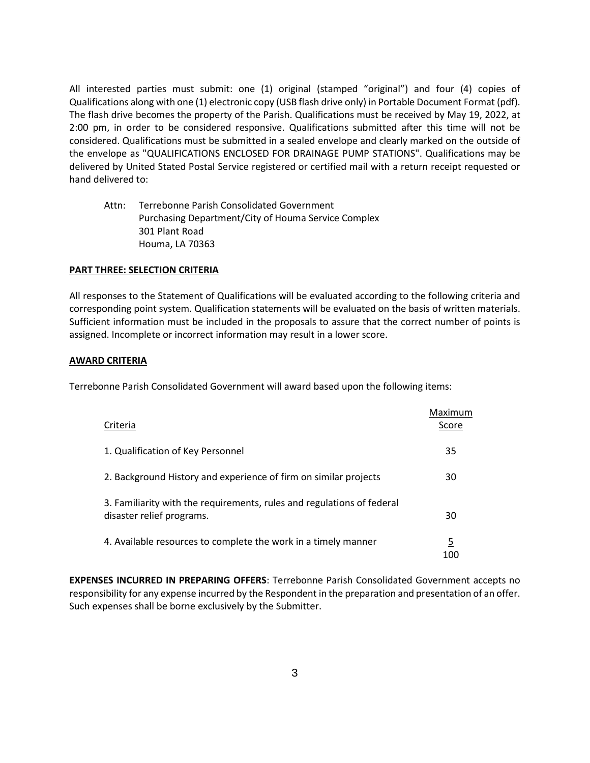All interested parties must submit: one (1) original (stamped "original") and four (4) copies of Qualifications along with one (1) electronic copy (USB flash drive only) in Portable Document Format (pdf). The flash drive becomes the property of the Parish. Qualifications must be received by May 19, 2022, at 2:00 pm, in order to be considered responsive. Qualifications submitted after this time will not be considered. Qualifications must be submitted in a sealed envelope and clearly marked on the outside of the envelope as "QUALIFICATIONS ENCLOSED FOR DRAINAGE PUMP STATIONS". Qualifications may be delivered by United Stated Postal Service registered or certified mail with a return receipt requested or hand delivered to:

Attn: Terrebonne Parish Consolidated Government
Purchasing Department/City of Houma Service Complex
301 Plant Road
Houma, LA 70363

**PART THREE: SELECTION CRITERIA**

All responses to the Statement of Qualifications will be evaluated according to the following criteria and corresponding point system. Qualification statements will be evaluated on the basis of written materials. Sufficient information must be included in the proposals to assure that the correct number of points is assigned. Incomplete or incorrect information may result in a lower score.

**AWARD CRITERIA**

Terrebonne Parish Consolidated Government will award based upon the following items:

| Criteria | Maximum Score |
|---|---|
| 1. Qualification of Key Personnel | 35 |
| 2. Background History and experience of firm on similar projects | 30 |
| 3. Familiarity with the requirements, rules and regulations of federal disaster relief programs. | 30 |
| 4. Available resources to complete the work in a timely manner | 5 |
| | 100 |

**EXPENSES INCURRED IN PREPARING OFFERS**: Terrebonne Parish Consolidated Government accepts no responsibility for any expense incurred by the Respondent in the preparation and presentation of an offer. Such expenses shall be borne exclusively by the Submitter.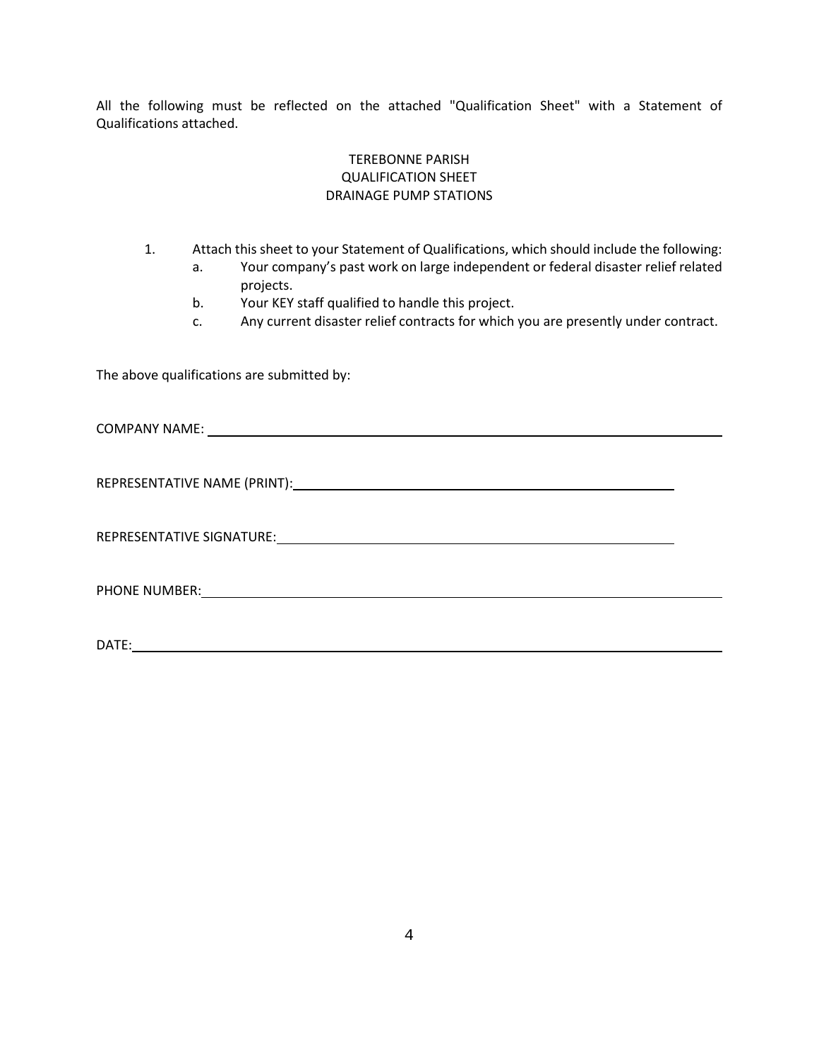All the following must be reflected on the attached "Qualification Sheet" with a Statement of Qualifications attached.

TEREBONNE PARISH
QUALIFICATION SHEET
DRAINAGE PUMP STATIONS

1. Attach this sheet to your Statement of Qualifications, which should include the following:
   a. Your company's past work on large independent or federal disaster relief related projects.
   b. Your KEY staff qualified to handle this project.
   c. Any current disaster relief contracts for which you are presently under contract.

The above qualifications are submitted by:

COMPANY NAME: ______________________________________________

REPRESENTATIVE NAME (PRINT): ______________________________________________

REPRESENTATIVE SIGNATURE: ______________________________________________

PHONE NUMBER: ______________________________________________

DATE: ______________________________________________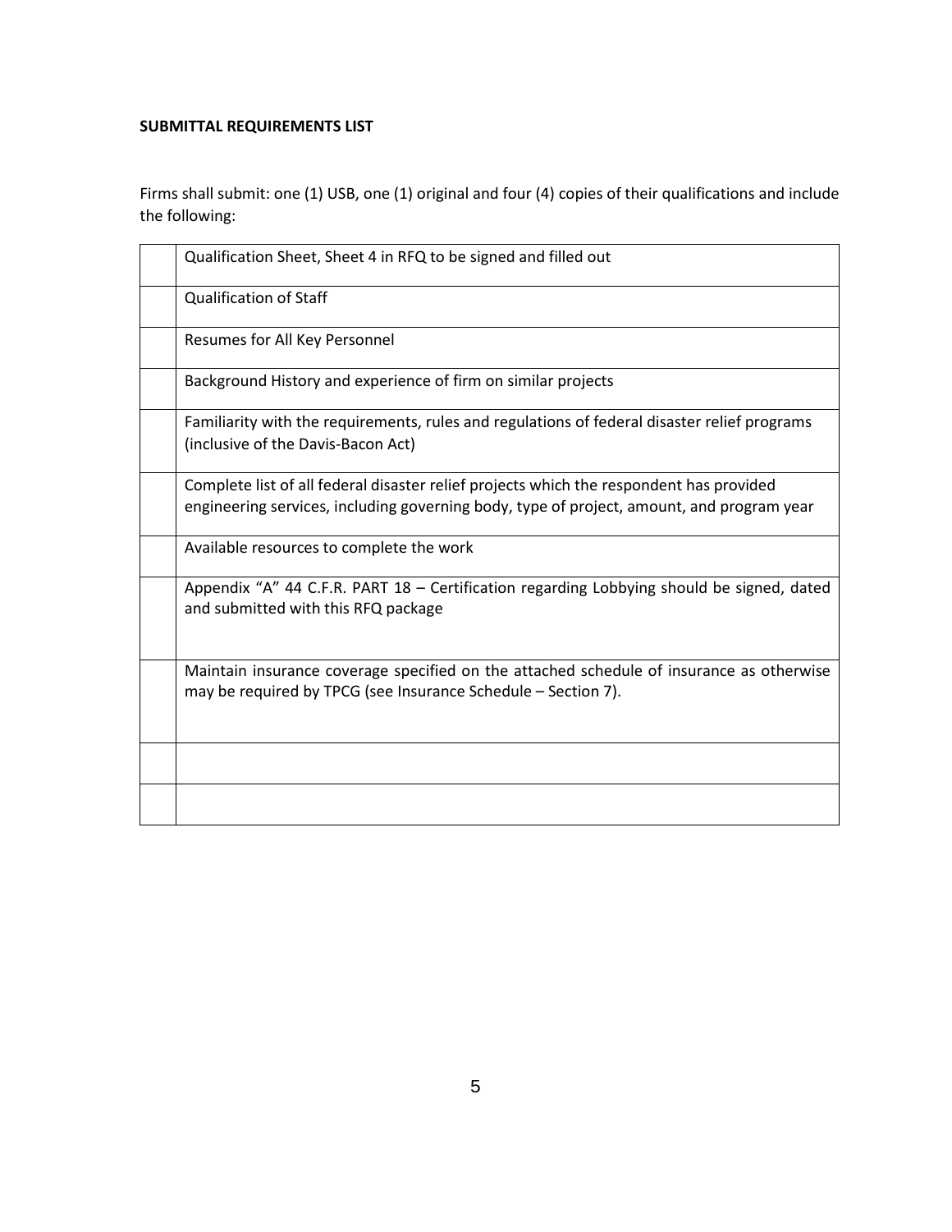**SUBMITTAL REQUIREMENTS LIST**

Firms shall submit: one (1) USB, one (1) original and four (4) copies of their qualifications and include the following:

| | |
|---|---|
| | Qualification Sheet, Sheet 4 in RFQ to be signed and filled out |
| | Qualification of Staff |
| | Resumes for All Key Personnel |
| | Background History and experience of firm on similar projects |
| | Familiarity with the requirements, rules and regulations of federal disaster relief programs (inclusive of the Davis-Bacon Act) |
| | Complete list of all federal disaster relief projects which the respondent has provided engineering services, including governing body, type of project, amount, and program year |
| | Available resources to complete the work |
| | Appendix "A" 44 C.F.R. PART 18 – Certification regarding Lobbying should be signed, dated and submitted with this RFQ package |
| | Maintain insurance coverage specified on the attached schedule of insurance as otherwise may be required by TPCG (see Insurance Schedule – Section 7). |
| | |
| | |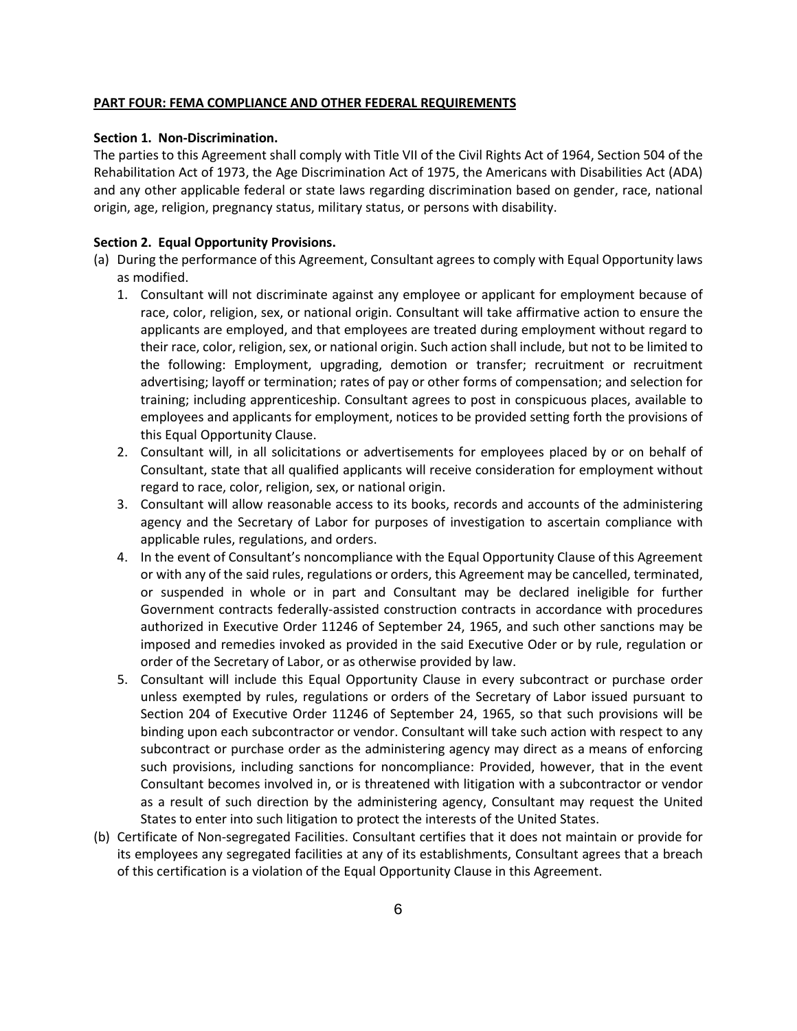**PART FOUR: FEMA COMPLIANCE AND OTHER FEDERAL REQUIREMENTS**

**Section 1. Non-Discrimination.**

The parties to this Agreement shall comply with Title VII of the Civil Rights Act of 1964, Section 504 of the Rehabilitation Act of 1973, the Age Discrimination Act of 1975, the Americans with Disabilities Act (ADA) and any other applicable federal or state laws regarding discrimination based on gender, race, national origin, age, religion, pregnancy status, military status, or persons with disability.

**Section 2. Equal Opportunity Provisions.**

(a) During the performance of this Agreement, Consultant agrees to comply with Equal Opportunity laws as modified.

1. Consultant will not discriminate against any employee or applicant for employment because of race, color, religion, sex, or national origin. Consultant will take affirmative action to ensure the applicants are employed, and that employees are treated during employment without regard to their race, color, religion, sex, or national origin. Such action shall include, but not to be limited to the following: Employment, upgrading, demotion or transfer; recruitment or recruitment advertising; layoff or termination; rates of pay or other forms of compensation; and selection for training; including apprenticeship. Consultant agrees to post in conspicuous places, available to employees and applicants for employment, notices to be provided setting forth the provisions of this Equal Opportunity Clause.
2. Consultant will, in all solicitations or advertisements for employees placed by or on behalf of Consultant, state that all qualified applicants will receive consideration for employment without regard to race, color, religion, sex, or national origin.
3. Consultant will allow reasonable access to its books, records and accounts of the administering agency and the Secretary of Labor for purposes of investigation to ascertain compliance with applicable rules, regulations, and orders.
4. In the event of Consultant's noncompliance with the Equal Opportunity Clause of this Agreement or with any of the said rules, regulations or orders, this Agreement may be cancelled, terminated, or suspended in whole or in part and Consultant may be declared ineligible for further Government contracts federally-assisted construction contracts in accordance with procedures authorized in Executive Order 11246 of September 24, 1965, and such other sanctions may be imposed and remedies invoked as provided in the said Executive Oder or by rule, regulation or order of the Secretary of Labor, or as otherwise provided by law.
5. Consultant will include this Equal Opportunity Clause in every subcontract or purchase order unless exempted by rules, regulations or orders of the Secretary of Labor issued pursuant to Section 204 of Executive Order 11246 of September 24, 1965, so that such provisions will be binding upon each subcontractor or vendor. Consultant will take such action with respect to any subcontract or purchase order as the administering agency may direct as a means of enforcing such provisions, including sanctions for noncompliance: Provided, however, that in the event Consultant becomes involved in, or is threatened with litigation with a subcontractor or vendor as a result of such direction by the administering agency, Consultant may request the United States to enter into such litigation to protect the interests of the United States.

(b) Certificate of Non-segregated Facilities. Consultant certifies that it does not maintain or provide for its employees any segregated facilities at any of its establishments, Consultant agrees that a breach of this certification is a violation of the Equal Opportunity Clause in this Agreement.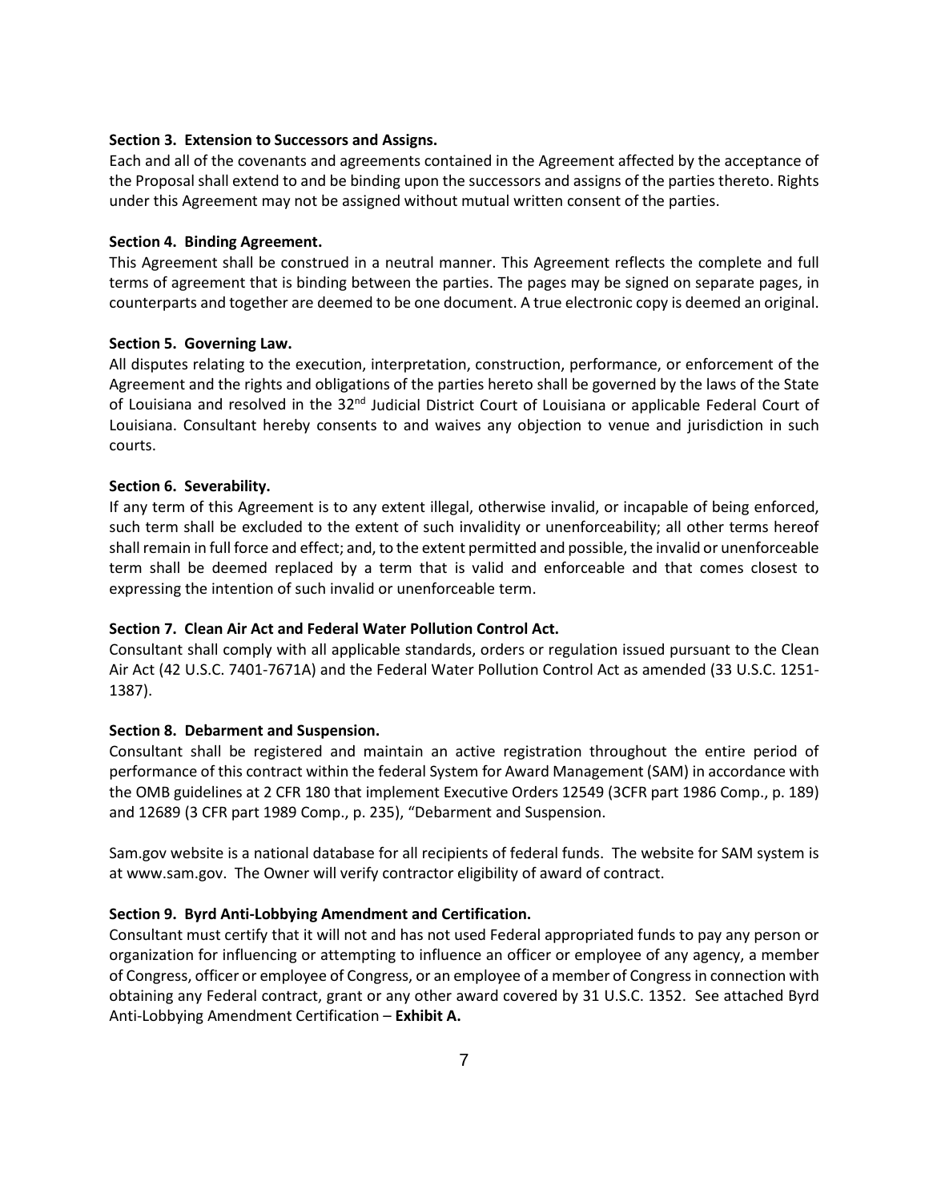**Section 3. Extension to Successors and Assigns.**

Each and all of the covenants and agreements contained in the Agreement affected by the acceptance of the Proposal shall extend to and be binding upon the successors and assigns of the parties thereto. Rights under this Agreement may not be assigned without mutual written consent of the parties.

**Section 4. Binding Agreement.**

This Agreement shall be construed in a neutral manner. This Agreement reflects the complete and full terms of agreement that is binding between the parties. The pages may be signed on separate pages, in counterparts and together are deemed to be one document. A true electronic copy is deemed an original.

**Section 5. Governing Law.**

All disputes relating to the execution, interpretation, construction, performance, or enforcement of the Agreement and the rights and obligations of the parties hereto shall be governed by the laws of the State of Louisiana and resolved in the 32nd Judicial District Court of Louisiana or applicable Federal Court of Louisiana. Consultant hereby consents to and waives any objection to venue and jurisdiction in such courts.

**Section 6. Severability.**

If any term of this Agreement is to any extent illegal, otherwise invalid, or incapable of being enforced, such term shall be excluded to the extent of such invalidity or unenforceability; all other terms hereof shall remain in full force and effect; and, to the extent permitted and possible, the invalid or unenforceable term shall be deemed replaced by a term that is valid and enforceable and that comes closest to expressing the intention of such invalid or unenforceable term.

**Section 7. Clean Air Act and Federal Water Pollution Control Act.**

Consultant shall comply with all applicable standards, orders or regulation issued pursuant to the Clean Air Act (42 U.S.C. 7401-7671A) and the Federal Water Pollution Control Act as amended (33 U.S.C. 1251-1387).

**Section 8. Debarment and Suspension.**

Consultant shall be registered and maintain an active registration throughout the entire period of performance of this contract within the federal System for Award Management (SAM) in accordance with the OMB guidelines at 2 CFR 180 that implement Executive Orders 12549 (3CFR part 1986 Comp., p. 189) and 12689 (3 CFR part 1989 Comp., p. 235), "Debarment and Suspension.

Sam.gov website is a national database for all recipients of federal funds. The website for SAM system is at www.sam.gov. The Owner will verify contractor eligibility of award of contract.

**Section 9. Byrd Anti-Lobbying Amendment and Certification.**

Consultant must certify that it will not and has not used Federal appropriated funds to pay any person or organization for influencing or attempting to influence an officer or employee of any agency, a member of Congress, officer or employee of Congress, or an employee of a member of Congress in connection with obtaining any Federal contract, grant or any other award covered by 31 U.S.C. 1352. See attached Byrd Anti-Lobbying Amendment Certification – **Exhibit A.**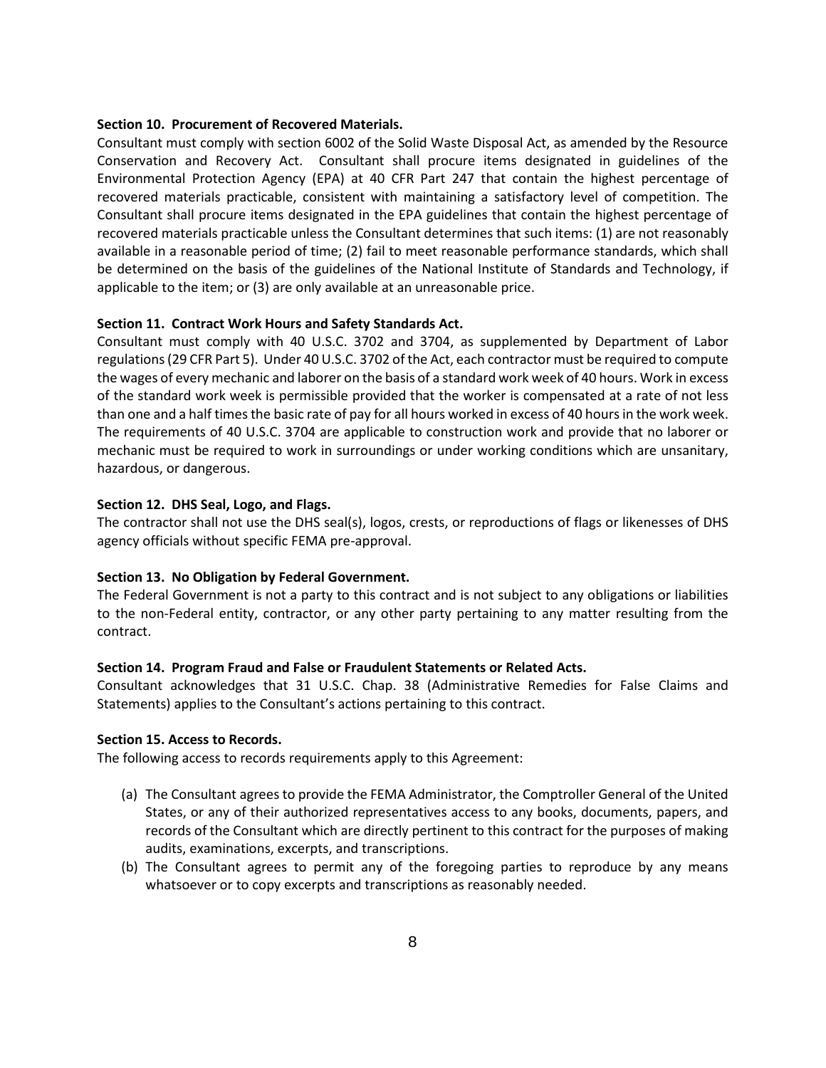**Section 10. Procurement of Recovered Materials.**

Consultant must comply with section 6002 of the Solid Waste Disposal Act, as amended by the Resource Conservation and Recovery Act. Consultant shall procure items designated in guidelines of the Environmental Protection Agency (EPA) at 40 CFR Part 247 that contain the highest percentage of recovered materials practicable, consistent with maintaining a satisfactory level of competition. The Consultant shall procure items designated in the EPA guidelines that contain the highest percentage of recovered materials practicable unless the Consultant determines that such items: (1) are not reasonably available in a reasonable period of time; (2) fail to meet reasonable performance standards, which shall be determined on the basis of the guidelines of the National Institute of Standards and Technology, if applicable to the item; or (3) are only available at an unreasonable price.

**Section 11. Contract Work Hours and Safety Standards Act.**

Consultant must comply with 40 U.S.C. 3702 and 3704, as supplemented by Department of Labor regulations (29 CFR Part 5). Under 40 U.S.C. 3702 of the Act, each contractor must be required to compute the wages of every mechanic and laborer on the basis of a standard work week of 40 hours. Work in excess of the standard work week is permissible provided that the worker is compensated at a rate of not less than one and a half times the basic rate of pay for all hours worked in excess of 40 hours in the work week. The requirements of 40 U.S.C. 3704 are applicable to construction work and provide that no laborer or mechanic must be required to work in surroundings or under working conditions which are unsanitary, hazardous, or dangerous.

**Section 12. DHS Seal, Logo, and Flags.**

The contractor shall not use the DHS seal(s), logos, crests, or reproductions of flags or likenesses of DHS agency officials without specific FEMA pre-approval.

**Section 13. No Obligation by Federal Government.**

The Federal Government is not a party to this contract and is not subject to any obligations or liabilities to the non-Federal entity, contractor, or any other party pertaining to any matter resulting from the contract.

**Section 14. Program Fraud and False or Fraudulent Statements or Related Acts.**

Consultant acknowledges that 31 U.S.C. Chap. 38 (Administrative Remedies for False Claims and Statements) applies to the Consultant's actions pertaining to this contract.

**Section 15. Access to Records.**

The following access to records requirements apply to this Agreement:

(a) The Consultant agrees to provide the FEMA Administrator, the Comptroller General of the United States, or any of their authorized representatives access to any books, documents, papers, and records of the Consultant which are directly pertinent to this contract for the purposes of making audits, examinations, excerpts, and transcriptions.

(b) The Consultant agrees to permit any of the foregoing parties to reproduce by any means whatsoever or to copy excerpts and transcriptions as reasonably needed.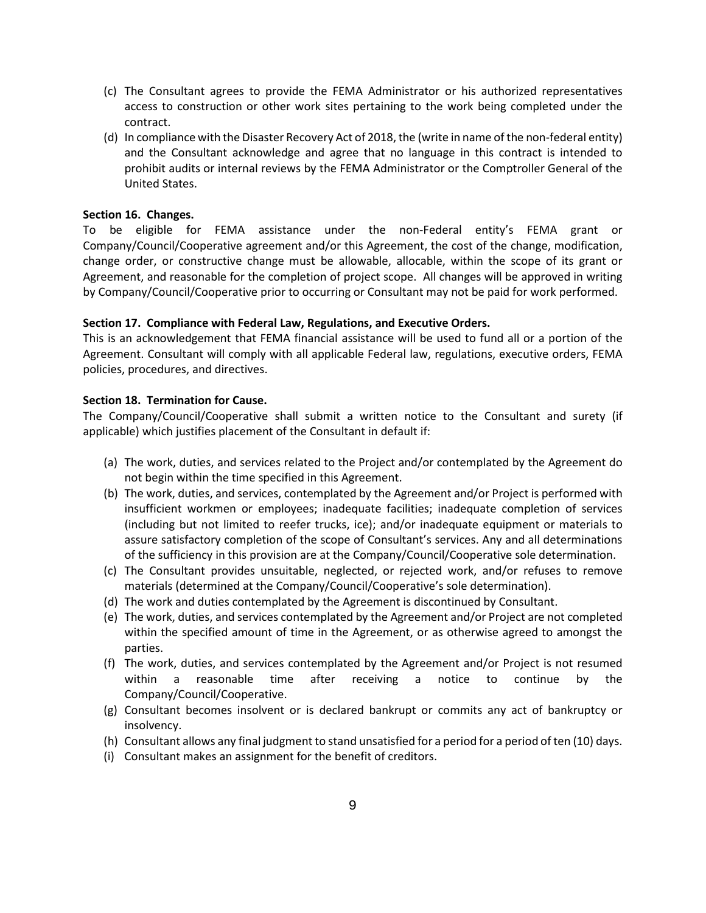(c) The Consultant agrees to provide the FEMA Administrator or his authorized representatives access to construction or other work sites pertaining to the work being completed under the contract.

(d) In compliance with the Disaster Recovery Act of 2018, the (write in name of the non-federal entity) and the Consultant acknowledge and agree that no language in this contract is intended to prohibit audits or internal reviews by the FEMA Administrator or the Comptroller General of the United States.

**Section 16. Changes.**

To be eligible for FEMA assistance under the non-Federal entity's FEMA grant or Company/Council/Cooperative agreement and/or this Agreement, the cost of the change, modification, change order, or constructive change must be allowable, allocable, within the scope of its grant or Agreement, and reasonable for the completion of project scope. All changes will be approved in writing by Company/Council/Cooperative prior to occurring or Consultant may not be paid for work performed.

**Section 17. Compliance with Federal Law, Regulations, and Executive Orders.**

This is an acknowledgement that FEMA financial assistance will be used to fund all or a portion of the Agreement. Consultant will comply with all applicable Federal law, regulations, executive orders, FEMA policies, procedures, and directives.

**Section 18. Termination for Cause.**

The Company/Council/Cooperative shall submit a written notice to the Consultant and surety (if applicable) which justifies placement of the Consultant in default if:

(a) The work, duties, and services related to the Project and/or contemplated by the Agreement do not begin within the time specified in this Agreement.

(b) The work, duties, and services, contemplated by the Agreement and/or Project is performed with insufficient workmen or employees; inadequate facilities; inadequate completion of services (including but not limited to reefer trucks, ice); and/or inadequate equipment or materials to assure satisfactory completion of the scope of Consultant's services. Any and all determinations of the sufficiency in this provision are at the Company/Council/Cooperative sole determination.

(c) The Consultant provides unsuitable, neglected, or rejected work, and/or refuses to remove materials (determined at the Company/Council/Cooperative's sole determination).

(d) The work and duties contemplated by the Agreement is discontinued by Consultant.

(e) The work, duties, and services contemplated by the Agreement and/or Project are not completed within the specified amount of time in the Agreement, or as otherwise agreed to amongst the parties.

(f) The work, duties, and services contemplated by the Agreement and/or Project is not resumed within a reasonable time after receiving a notice to continue by the Company/Council/Cooperative.

(g) Consultant becomes insolvent or is declared bankrupt or commits any act of bankruptcy or insolvency.

(h) Consultant allows any final judgment to stand unsatisfied for a period for a period of ten (10) days.

(i) Consultant makes an assignment for the benefit of creditors.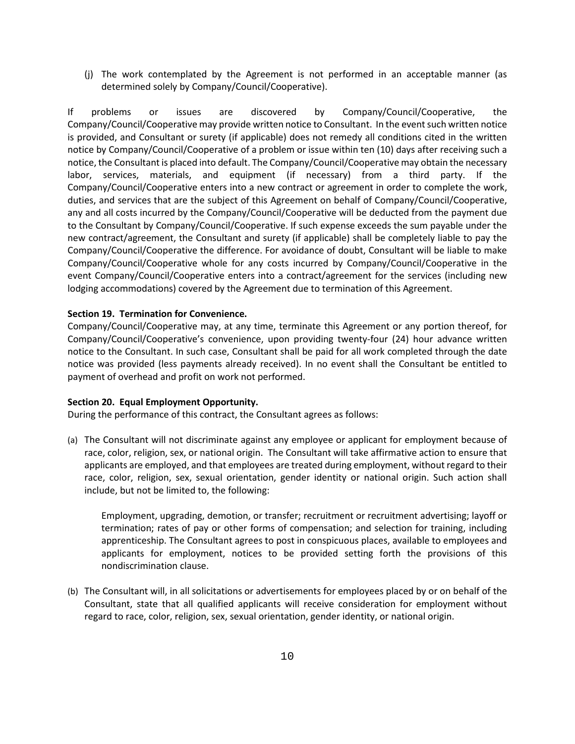(j) The work contemplated by the Agreement is not performed in an acceptable manner (as determined solely by Company/Council/Cooperative).

If problems or issues are discovered by Company/Council/Cooperative, the Company/Council/Cooperative may provide written notice to Consultant. In the event such written notice is provided, and Consultant or surety (if applicable) does not remedy all conditions cited in the written notice by Company/Council/Cooperative of a problem or issue within ten (10) days after receiving such a notice, the Consultant is placed into default. The Company/Council/Cooperative may obtain the necessary labor, services, materials, and equipment (if necessary) from a third party. If the Company/Council/Cooperative enters into a new contract or agreement in order to complete the work, duties, and services that are the subject of this Agreement on behalf of Company/Council/Cooperative, any and all costs incurred by the Company/Council/Cooperative will be deducted from the payment due to the Consultant by Company/Council/Cooperative. If such expense exceeds the sum payable under the new contract/agreement, the Consultant and surety (if applicable) shall be completely liable to pay the Company/Council/Cooperative the difference. For avoidance of doubt, Consultant will be liable to make Company/Council/Cooperative whole for any costs incurred by Company/Council/Cooperative in the event Company/Council/Cooperative enters into a contract/agreement for the services (including new lodging accommodations) covered by the Agreement due to termination of this Agreement.

**Section 19. Termination for Convenience.**

Company/Council/Cooperative may, at any time, terminate this Agreement or any portion thereof, for Company/Council/Cooperative's convenience, upon providing twenty-four (24) hour advance written notice to the Consultant. In such case, Consultant shall be paid for all work completed through the date notice was provided (less payments already received). In no event shall the Consultant be entitled to payment of overhead and profit on work not performed.

**Section 20. Equal Employment Opportunity.**

During the performance of this contract, the Consultant agrees as follows:

(a) The Consultant will not discriminate against any employee or applicant for employment because of race, color, religion, sex, or national origin. The Consultant will take affirmative action to ensure that applicants are employed, and that employees are treated during employment, without regard to their race, color, religion, sex, sexual orientation, gender identity or national origin. Such action shall include, but not be limited to, the following:

    Employment, upgrading, demotion, or transfer; recruitment or recruitment advertising; layoff or termination; rates of pay or other forms of compensation; and selection for training, including apprenticeship. The Consultant agrees to post in conspicuous places, available to employees and applicants for employment, notices to be provided setting forth the provisions of this nondiscrimination clause.

(b) The Consultant will, in all solicitations or advertisements for employees placed by or on behalf of the Consultant, state that all qualified applicants will receive consideration for employment without regard to race, color, religion, sex, sexual orientation, gender identity, or national origin.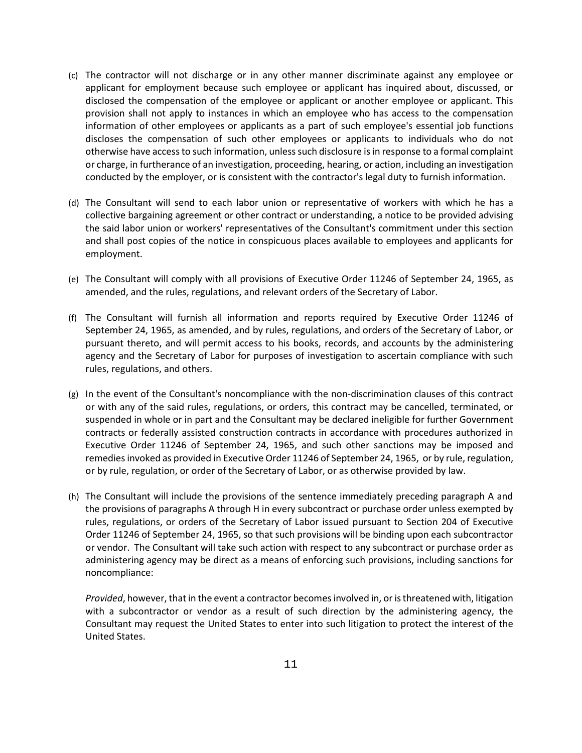(c) The contractor will not discharge or in any other manner discriminate against any employee or applicant for employment because such employee or applicant has inquired about, discussed, or disclosed the compensation of the employee or applicant or another employee or applicant. This provision shall not apply to instances in which an employee who has access to the compensation information of other employees or applicants as a part of such employee's essential job functions discloses the compensation of such other employees or applicants to individuals who do not otherwise have access to such information, unless such disclosure is in response to a formal complaint or charge, in furtherance of an investigation, proceeding, hearing, or action, including an investigation conducted by the employer, or is consistent with the contractor's legal duty to furnish information.

(d) The Consultant will send to each labor union or representative of workers with which he has a collective bargaining agreement or other contract or understanding, a notice to be provided advising the said labor union or workers' representatives of the Consultant's commitment under this section and shall post copies of the notice in conspicuous places available to employees and applicants for employment.

(e) The Consultant will comply with all provisions of Executive Order 11246 of September 24, 1965, as amended, and the rules, regulations, and relevant orders of the Secretary of Labor.

(f) The Consultant will furnish all information and reports required by Executive Order 11246 of September 24, 1965, as amended, and by rules, regulations, and orders of the Secretary of Labor, or pursuant thereto, and will permit access to his books, records, and accounts by the administering agency and the Secretary of Labor for purposes of investigation to ascertain compliance with such rules, regulations, and others.

(g) In the event of the Consultant's noncompliance with the non-discrimination clauses of this contract or with any of the said rules, regulations, or orders, this contract may be cancelled, terminated, or suspended in whole or in part and the Consultant may be declared ineligible for further Government contracts or federally assisted construction contracts in accordance with procedures authorized in Executive Order 11246 of September 24, 1965, and such other sanctions may be imposed and remedies invoked as provided in Executive Order 11246 of September 24, 1965, or by rule, regulation, or by rule, regulation, or order of the Secretary of Labor, or as otherwise provided by law.

(h) The Consultant will include the provisions of the sentence immediately preceding paragraph A and the provisions of paragraphs A through H in every subcontract or purchase order unless exempted by rules, regulations, or orders of the Secretary of Labor issued pursuant to Section 204 of Executive Order 11246 of September 24, 1965, so that such provisions will be binding upon each subcontractor or vendor. The Consultant will take such action with respect to any subcontract or purchase order as administering agency may be direct as a means of enforcing such provisions, including sanctions for noncompliance:

*Provided*, however, that in the event a contractor becomes involved in, or is threatened with, litigation with a subcontractor or vendor as a result of such direction by the administering agency, the Consultant may request the United States to enter into such litigation to protect the interest of the United States.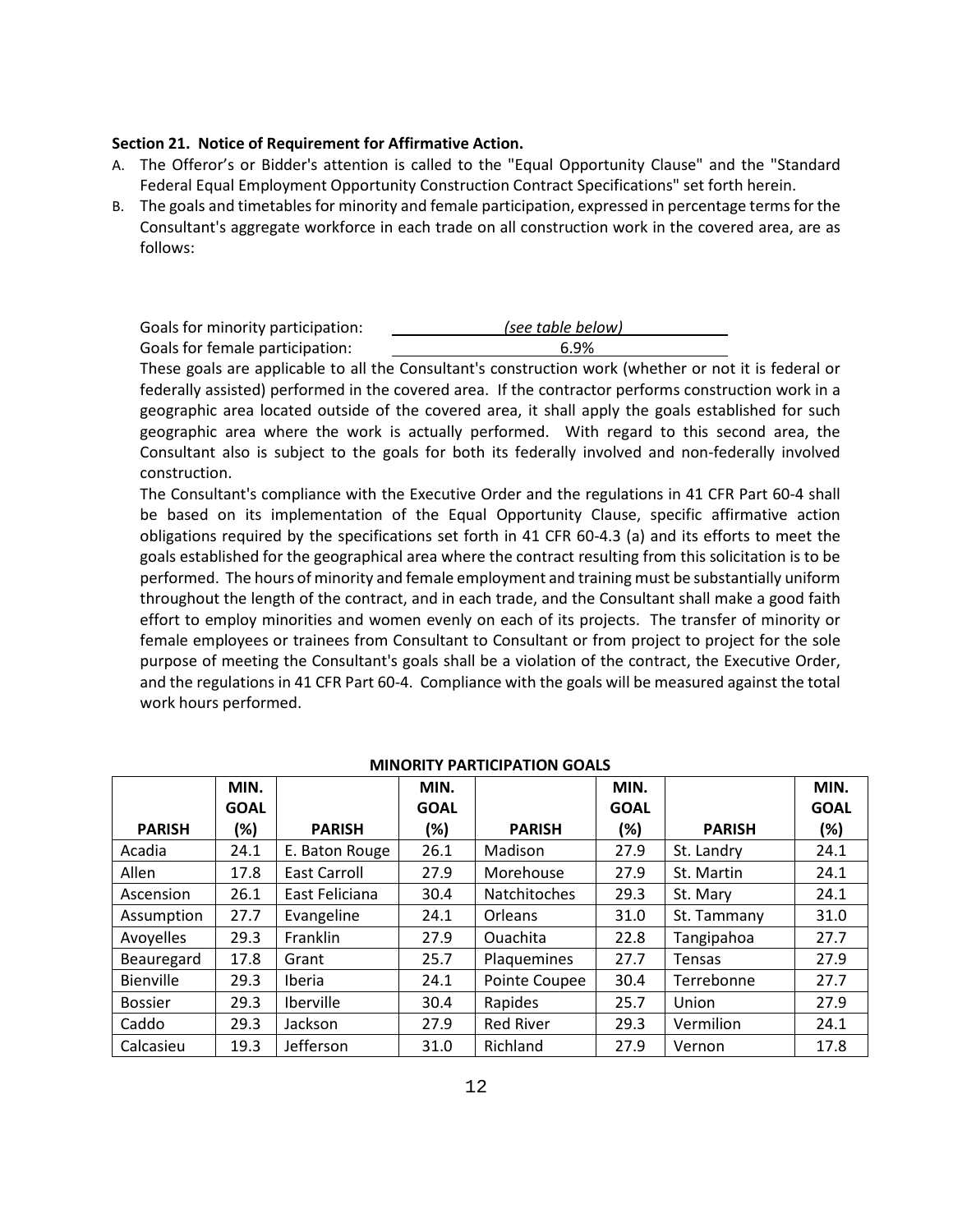**Section 21. Notice of Requirement for Affirmative Action.**

A. The Offeror's or Bidder's attention is called to the "Equal Opportunity Clause" and the "Standard Federal Equal Employment Opportunity Construction Contract Specifications" set forth herein.

B. The goals and timetables for minority and female participation, expressed in percentage terms for the Consultant's aggregate workforce in each trade on all construction work in the covered area, are as follows:

Goals for minority participation: *(see table below)*
Goals for female participation: 6.9%

These goals are applicable to all the Consultant's construction work (whether or not it is federal or federally assisted) performed in the covered area. If the contractor performs construction work in a geographic area located outside of the covered area, it shall apply the goals established for such geographic area where the work is actually performed. With regard to this second area, the Consultant also is subject to the goals for both its federally involved and non-federally involved construction.

The Consultant's compliance with the Executive Order and the regulations in 41 CFR Part 60-4 shall be based on its implementation of the Equal Opportunity Clause, specific affirmative action obligations required by the specifications set forth in 41 CFR 60-4.3 (a) and its efforts to meet the goals established for the geographical area where the contract resulting from this solicitation is to be performed. The hours of minority and female employment and training must be substantially uniform throughout the length of the contract, and in each trade, and the Consultant shall make a good faith effort to employ minorities and women evenly on each of its projects. The transfer of minority or female employees or trainees from Consultant to Consultant or from project to project for the sole purpose of meeting the Consultant's goals shall be a violation of the contract, the Executive Order, and the regulations in 41 CFR Part 60-4. Compliance with the goals will be measured against the total work hours performed.

**MINORITY PARTICIPATION GOALS**

| PARISH | MIN. GOAL (%) | PARISH | MIN. GOAL (%) | PARISH | MIN. GOAL (%) | PARISH | MIN. GOAL (%) |
|---|---|---|---|---|---|---|---|
| Acadia | 24.1 | E. Baton Rouge | 26.1 | Madison | 27.9 | St. Landry | 24.1 |
| Allen | 17.8 | East Carroll | 27.9 | Morehouse | 27.9 | St. Martin | 24.1 |
| Ascension | 26.1 | East Feliciana | 30.4 | Natchitoches | 29.3 | St. Mary | 24.1 |
| Assumption | 27.7 | Evangeline | 24.1 | Orleans | 31.0 | St. Tammany | 31.0 |
| Avoyelles | 29.3 | Franklin | 27.9 | Ouachita | 22.8 | Tangipahoa | 27.7 |
| Beauregard | 17.8 | Grant | 25.7 | Plaquemines | 27.7 | Tensas | 27.9 |
| Bienville | 29.3 | Iberia | 24.1 | Pointe Coupee | 30.4 | Terrebonne | 27.7 |
| Bossier | 29.3 | Iberville | 30.4 | Rapides | 25.7 | Union | 27.9 |
| Caddo | 29.3 | Jackson | 27.9 | Red River | 29.3 | Vermilion | 24.1 |
| Calcasieu | 19.3 | Jefferson | 31.0 | Richland | 27.9 | Vernon | 17.8 |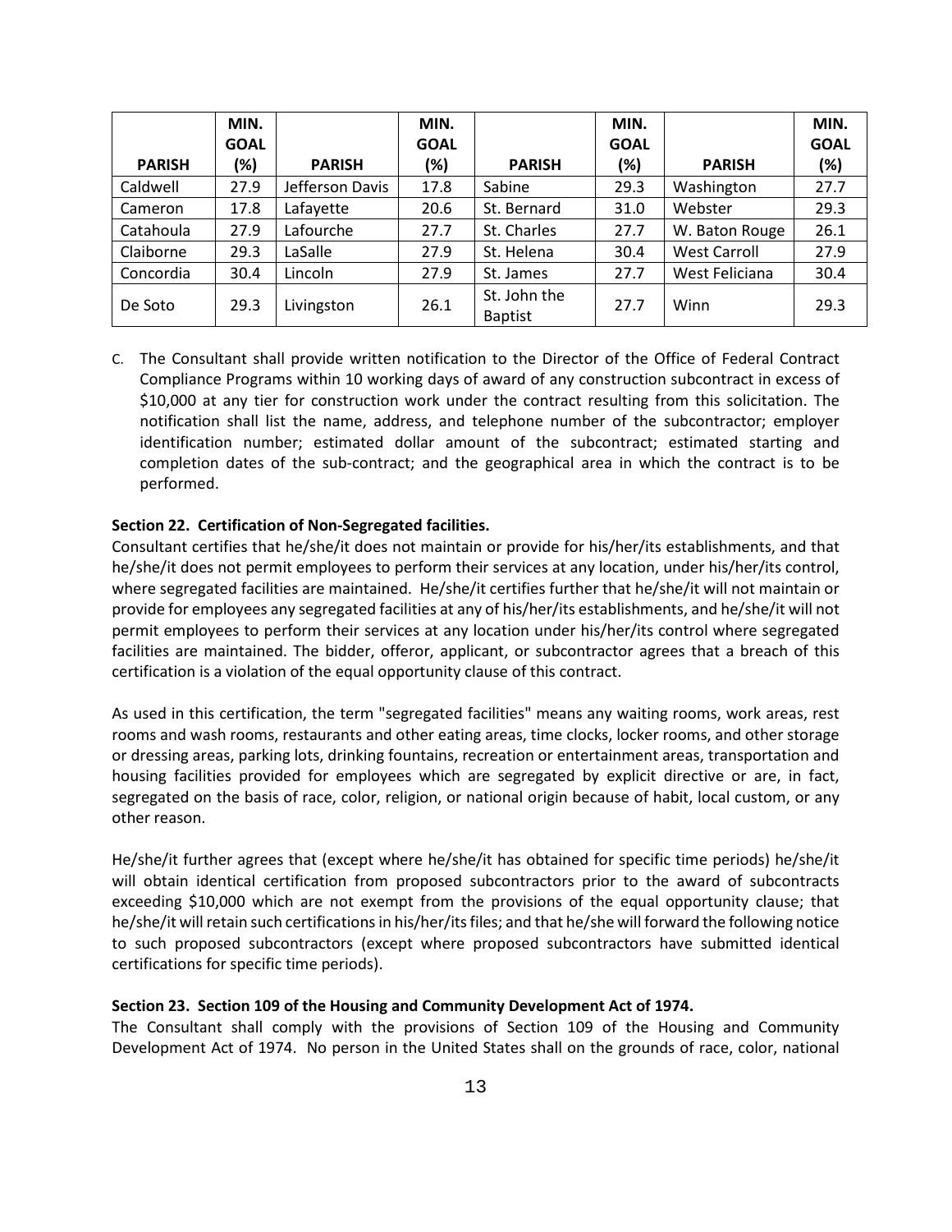| PARISH | MIN. GOAL (%) | PARISH | MIN. GOAL (%) | PARISH | MIN. GOAL (%) | PARISH | MIN. GOAL (%) |
|---|---|---|---|---|---|---|---|
| Caldwell | 27.9 | Jefferson Davis | 17.8 | Sabine | 29.3 | Washington | 27.7 |
| Cameron | 17.8 | Lafayette | 20.6 | St. Bernard | 31.0 | Webster | 29.3 |
| Catahoula | 27.9 | Lafourche | 27.7 | St. Charles | 27.7 | W. Baton Rouge | 26.1 |
| Claiborne | 29.3 | LaSalle | 27.9 | St. Helena | 30.4 | West Carroll | 27.9 |
| Concordia | 30.4 | Lincoln | 27.9 | St. James | 27.7 | West Feliciana | 30.4 |
| De Soto | 29.3 | Livingston | 26.1 | St. John the Baptist | 27.7 | Winn | 29.3 |

C. The Consultant shall provide written notification to the Director of the Office of Federal Contract Compliance Programs within 10 working days of award of any construction subcontract in excess of $10,000 at any tier for construction work under the contract resulting from this solicitation. The notification shall list the name, address, and telephone number of the subcontractor; employer identification number; estimated dollar amount of the subcontract; estimated starting and completion dates of the sub-contract; and the geographical area in which the contract is to be performed.

**Section 22. Certification of Non-Segregated facilities.**

Consultant certifies that he/she/it does not maintain or provide for his/her/its establishments, and that he/she/it does not permit employees to perform their services at any location, under his/her/its control, where segregated facilities are maintained. He/she/it certifies further that he/she/it will not maintain or provide for employees any segregated facilities at any of his/her/its establishments, and he/she/it will not permit employees to perform their services at any location under his/her/its control where segregated facilities are maintained. The bidder, offeror, applicant, or subcontractor agrees that a breach of this certification is a violation of the equal opportunity clause of this contract.

As used in this certification, the term "segregated facilities" means any waiting rooms, work areas, rest rooms and wash rooms, restaurants and other eating areas, time clocks, locker rooms, and other storage or dressing areas, parking lots, drinking fountains, recreation or entertainment areas, transportation and housing facilities provided for employees which are segregated by explicit directive or are, in fact, segregated on the basis of race, color, religion, or national origin because of habit, local custom, or any other reason.

He/she/it further agrees that (except where he/she/it has obtained for specific time periods) he/she/it will obtain identical certification from proposed subcontractors prior to the award of subcontracts exceeding $10,000 which are not exempt from the provisions of the equal opportunity clause; that he/she/it will retain such certifications in his/her/its files; and that he/she will forward the following notice to such proposed subcontractors (except where proposed subcontractors have submitted identical certifications for specific time periods).

**Section 23. Section 109 of the Housing and Community Development Act of 1974.**

The Consultant shall comply with the provisions of Section 109 of the Housing and Community Development Act of 1974. No person in the United States shall on the grounds of race, color, national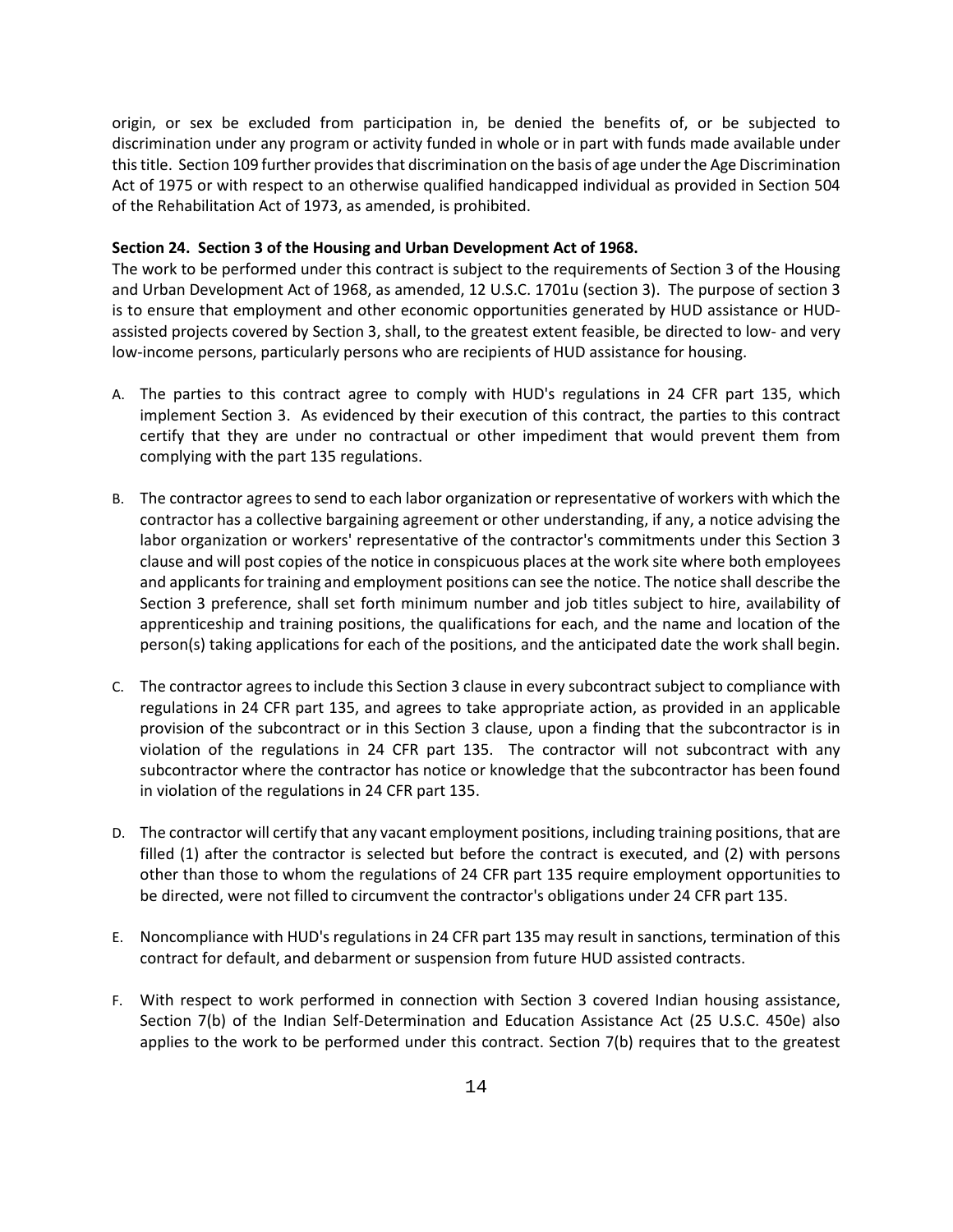origin, or sex be excluded from participation in, be denied the benefits of, or be subjected to discrimination under any program or activity funded in whole or in part with funds made available under this title. Section 109 further provides that discrimination on the basis of age under the Age Discrimination Act of 1975 or with respect to an otherwise qualified handicapped individual as provided in Section 504 of the Rehabilitation Act of 1973, as amended, is prohibited.

**Section 24. Section 3 of the Housing and Urban Development Act of 1968.**

The work to be performed under this contract is subject to the requirements of Section 3 of the Housing and Urban Development Act of 1968, as amended, 12 U.S.C. 1701u (section 3). The purpose of section 3 is to ensure that employment and other economic opportunities generated by HUD assistance or HUD-assisted projects covered by Section 3, shall, to the greatest extent feasible, be directed to low- and very low-income persons, particularly persons who are recipients of HUD assistance for housing.

A. The parties to this contract agree to comply with HUD's regulations in 24 CFR part 135, which implement Section 3. As evidenced by their execution of this contract, the parties to this contract certify that they are under no contractual or other impediment that would prevent them from complying with the part 135 regulations.

B. The contractor agrees to send to each labor organization or representative of workers with which the contractor has a collective bargaining agreement or other understanding, if any, a notice advising the labor organization or workers' representative of the contractor's commitments under this Section 3 clause and will post copies of the notice in conspicuous places at the work site where both employees and applicants for training and employment positions can see the notice. The notice shall describe the Section 3 preference, shall set forth minimum number and job titles subject to hire, availability of apprenticeship and training positions, the qualifications for each, and the name and location of the person(s) taking applications for each of the positions, and the anticipated date the work shall begin.

C. The contractor agrees to include this Section 3 clause in every subcontract subject to compliance with regulations in 24 CFR part 135, and agrees to take appropriate action, as provided in an applicable provision of the subcontract or in this Section 3 clause, upon a finding that the subcontractor is in violation of the regulations in 24 CFR part 135. The contractor will not subcontract with any subcontractor where the contractor has notice or knowledge that the subcontractor has been found in violation of the regulations in 24 CFR part 135.

D. The contractor will certify that any vacant employment positions, including training positions, that are filled (1) after the contractor is selected but before the contract is executed, and (2) with persons other than those to whom the regulations of 24 CFR part 135 require employment opportunities to be directed, were not filled to circumvent the contractor's obligations under 24 CFR part 135.

E. Noncompliance with HUD's regulations in 24 CFR part 135 may result in sanctions, termination of this contract for default, and debarment or suspension from future HUD assisted contracts.

F. With respect to work performed in connection with Section 3 covered Indian housing assistance, Section 7(b) of the Indian Self-Determination and Education Assistance Act (25 U.S.C. 450e) also applies to the work to be performed under this contract. Section 7(b) requires that to the greatest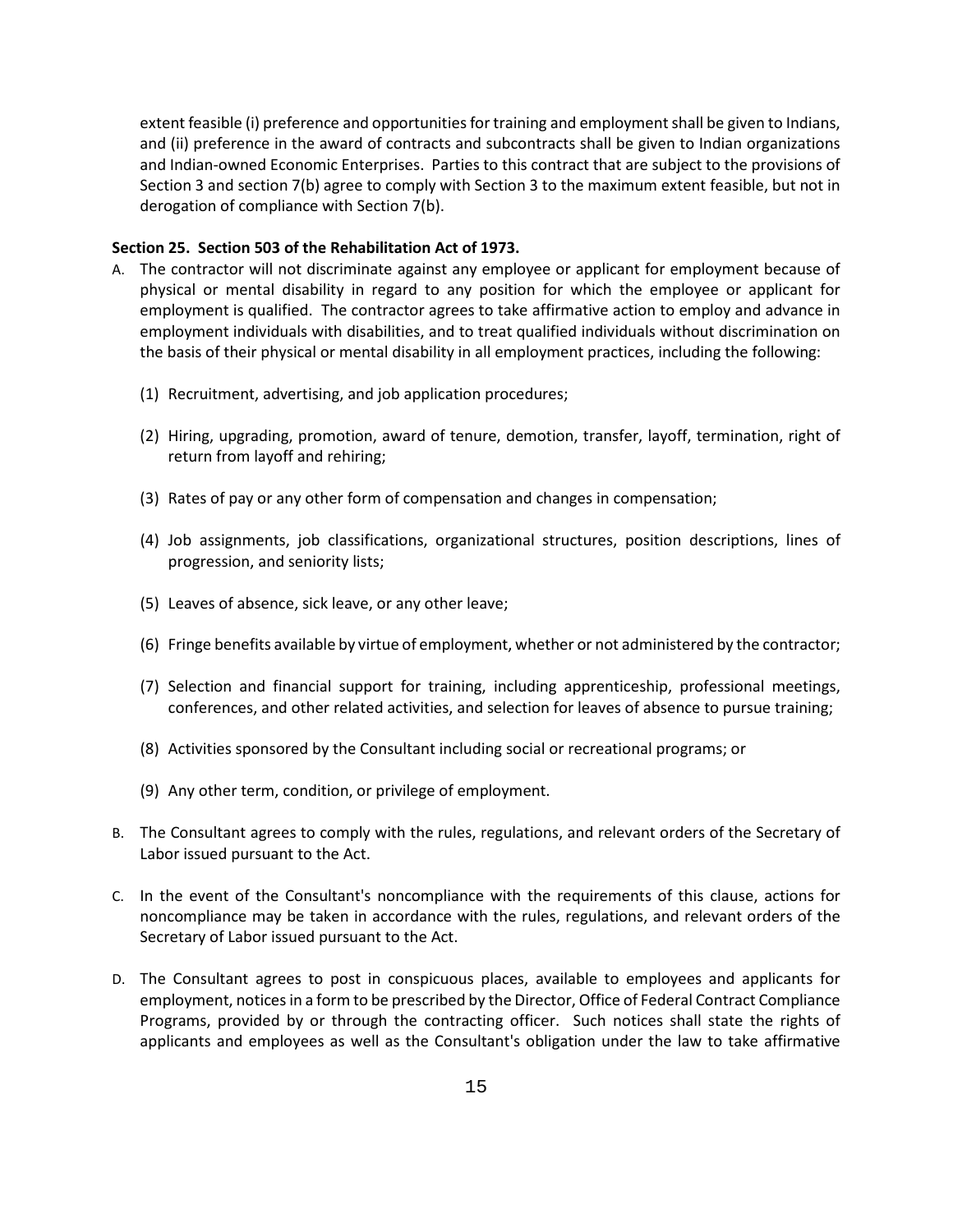extent feasible (i) preference and opportunities for training and employment shall be given to Indians, and (ii) preference in the award of contracts and subcontracts shall be given to Indian organizations and Indian-owned Economic Enterprises. Parties to this contract that are subject to the provisions of Section 3 and section 7(b) agree to comply with Section 3 to the maximum extent feasible, but not in derogation of compliance with Section 7(b).

**Section 25. Section 503 of the Rehabilitation Act of 1973.**

A. The contractor will not discriminate against any employee or applicant for employment because of physical or mental disability in regard to any position for which the employee or applicant for employment is qualified. The contractor agrees to take affirmative action to employ and advance in employment individuals with disabilities, and to treat qualified individuals without discrimination on the basis of their physical or mental disability in all employment practices, including the following:

   (1) Recruitment, advertising, and job application procedures;

   (2) Hiring, upgrading, promotion, award of tenure, demotion, transfer, layoff, termination, right of return from layoff and rehiring;

   (3) Rates of pay or any other form of compensation and changes in compensation;

   (4) Job assignments, job classifications, organizational structures, position descriptions, lines of progression, and seniority lists;

   (5) Leaves of absence, sick leave, or any other leave;

   (6) Fringe benefits available by virtue of employment, whether or not administered by the contractor;

   (7) Selection and financial support for training, including apprenticeship, professional meetings, conferences, and other related activities, and selection for leaves of absence to pursue training;

   (8) Activities sponsored by the Consultant including social or recreational programs; or

   (9) Any other term, condition, or privilege of employment.

B. The Consultant agrees to comply with the rules, regulations, and relevant orders of the Secretary of Labor issued pursuant to the Act.

C. In the event of the Consultant's noncompliance with the requirements of this clause, actions for noncompliance may be taken in accordance with the rules, regulations, and relevant orders of the Secretary of Labor issued pursuant to the Act.

D. The Consultant agrees to post in conspicuous places, available to employees and applicants for employment, notices in a form to be prescribed by the Director, Office of Federal Contract Compliance Programs, provided by or through the contracting officer. Such notices shall state the rights of applicants and employees as well as the Consultant's obligation under the law to take affirmative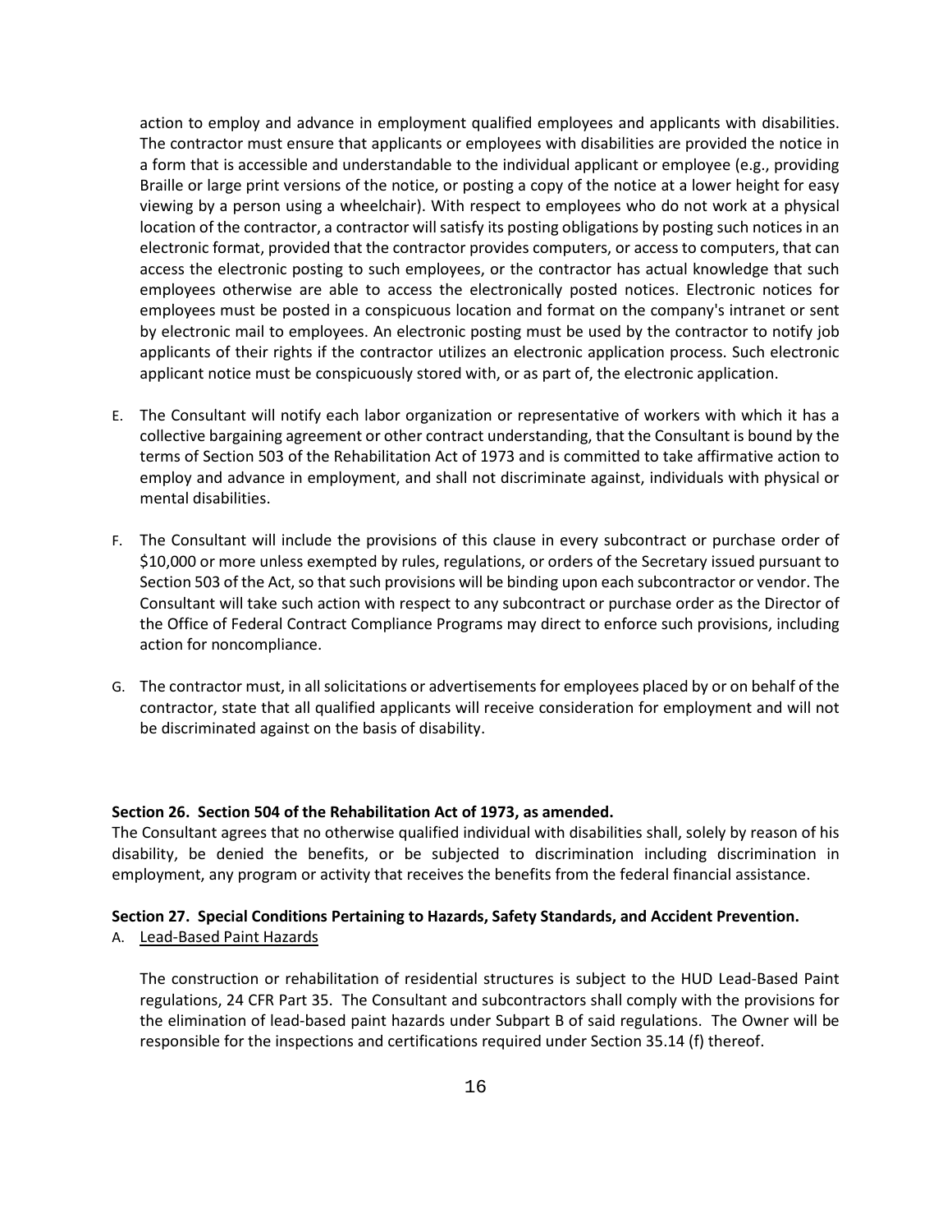action to employ and advance in employment qualified employees and applicants with disabilities. The contractor must ensure that applicants or employees with disabilities are provided the notice in a form that is accessible and understandable to the individual applicant or employee (e.g., providing Braille or large print versions of the notice, or posting a copy of the notice at a lower height for easy viewing by a person using a wheelchair). With respect to employees who do not work at a physical location of the contractor, a contractor will satisfy its posting obligations by posting such notices in an electronic format, provided that the contractor provides computers, or access to computers, that can access the electronic posting to such employees, or the contractor has actual knowledge that such employees otherwise are able to access the electronically posted notices. Electronic notices for employees must be posted in a conspicuous location and format on the company's intranet or sent by electronic mail to employees. An electronic posting must be used by the contractor to notify job applicants of their rights if the contractor utilizes an electronic application process. Such electronic applicant notice must be conspicuously stored with, or as part of, the electronic application.

E. The Consultant will notify each labor organization or representative of workers with which it has a collective bargaining agreement or other contract understanding, that the Consultant is bound by the terms of Section 503 of the Rehabilitation Act of 1973 and is committed to take affirmative action to employ and advance in employment, and shall not discriminate against, individuals with physical or mental disabilities.

F. The Consultant will include the provisions of this clause in every subcontract or purchase order of $10,000 or more unless exempted by rules, regulations, or orders of the Secretary issued pursuant to Section 503 of the Act, so that such provisions will be binding upon each subcontractor or vendor. The Consultant will take such action with respect to any subcontract or purchase order as the Director of the Office of Federal Contract Compliance Programs may direct to enforce such provisions, including action for noncompliance.

G. The contractor must, in all solicitations or advertisements for employees placed by or on behalf of the contractor, state that all qualified applicants will receive consideration for employment and will not be discriminated against on the basis of disability.

**Section 26. Section 504 of the Rehabilitation Act of 1973, as amended.**
The Consultant agrees that no otherwise qualified individual with disabilities shall, solely by reason of his disability, be denied the benefits, or be subjected to discrimination including discrimination in employment, any program or activity that receives the benefits from the federal financial assistance.

**Section 27. Special Conditions Pertaining to Hazards, Safety Standards, and Accident Prevention.**

A. Lead-Based Paint Hazards

The construction or rehabilitation of residential structures is subject to the HUD Lead-Based Paint regulations, 24 CFR Part 35. The Consultant and subcontractors shall comply with the provisions for the elimination of lead-based paint hazards under Subpart B of said regulations. The Owner will be responsible for the inspections and certifications required under Section 35.14 (f) thereof.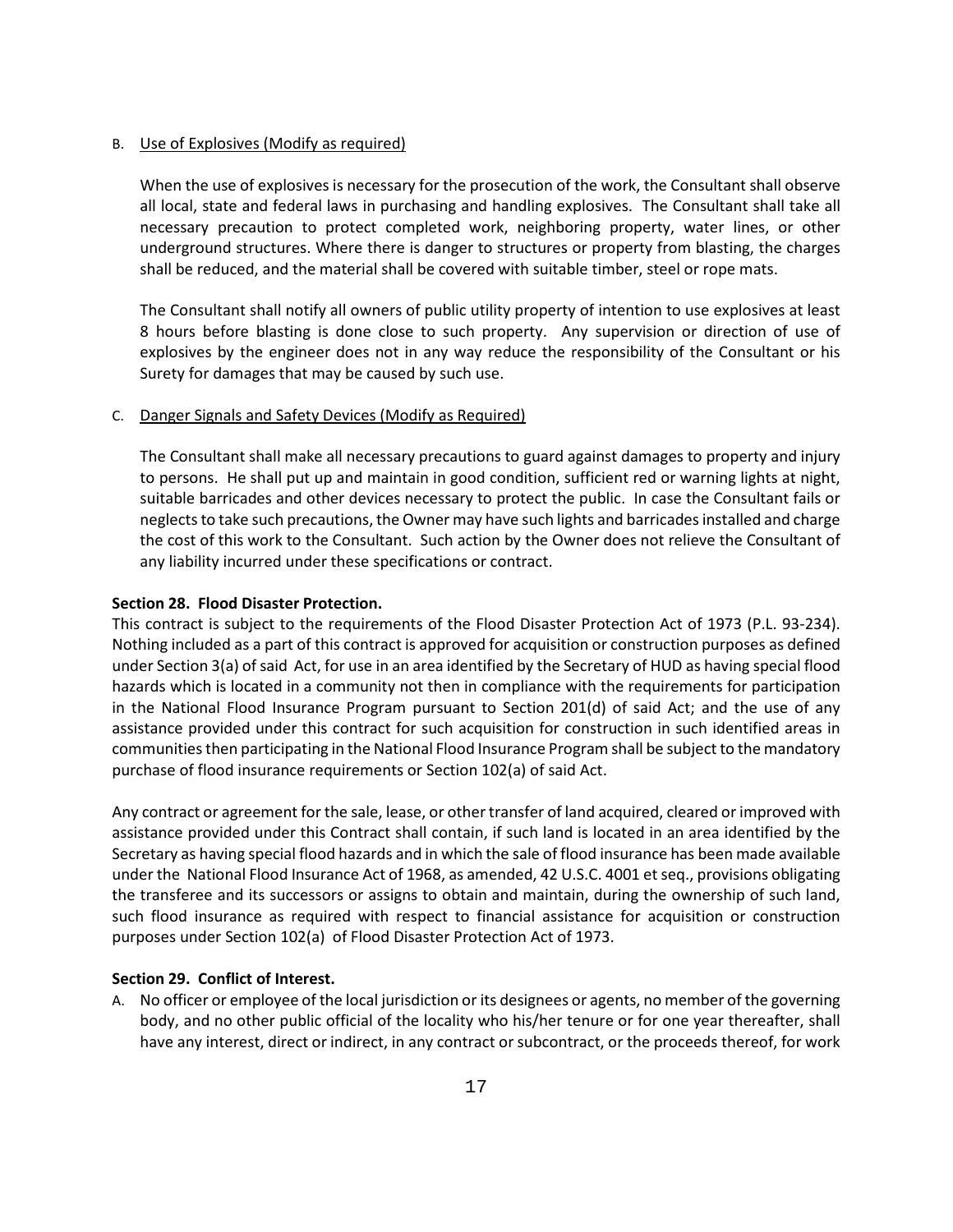B. Use of Explosives (Modify as required)

When the use of explosives is necessary for the prosecution of the work, the Consultant shall observe all local, state and federal laws in purchasing and handling explosives. The Consultant shall take all necessary precaution to protect completed work, neighboring property, water lines, or other underground structures. Where there is danger to structures or property from blasting, the charges shall be reduced, and the material shall be covered with suitable timber, steel or rope mats.

The Consultant shall notify all owners of public utility property of intention to use explosives at least 8 hours before blasting is done close to such property. Any supervision or direction of use of explosives by the engineer does not in any way reduce the responsibility of the Consultant or his Surety for damages that may be caused by such use.

C. Danger Signals and Safety Devices (Modify as Required)

The Consultant shall make all necessary precautions to guard against damages to property and injury to persons. He shall put up and maintain in good condition, sufficient red or warning lights at night, suitable barricades and other devices necessary to protect the public. In case the Consultant fails or neglects to take such precautions, the Owner may have such lights and barricades installed and charge the cost of this work to the Consultant. Such action by the Owner does not relieve the Consultant of any liability incurred under these specifications or contract.

**Section 28. Flood Disaster Protection.**

This contract is subject to the requirements of the Flood Disaster Protection Act of 1973 (P.L. 93-234). Nothing included as a part of this contract is approved for acquisition or construction purposes as defined under Section 3(a) of said Act, for use in an area identified by the Secretary of HUD as having special flood hazards which is located in a community not then in compliance with the requirements for participation in the National Flood Insurance Program pursuant to Section 201(d) of said Act; and the use of any assistance provided under this contract for such acquisition for construction in such identified areas in communities then participating in the National Flood Insurance Program shall be subject to the mandatory purchase of flood insurance requirements or Section 102(a) of said Act.

Any contract or agreement for the sale, lease, or other transfer of land acquired, cleared or improved with assistance provided under this Contract shall contain, if such land is located in an area identified by the Secretary as having special flood hazards and in which the sale of flood insurance has been made available under the National Flood Insurance Act of 1968, as amended, 42 U.S.C. 4001 et seq., provisions obligating the transferee and its successors or assigns to obtain and maintain, during the ownership of such land, such flood insurance as required with respect to financial assistance for acquisition or construction purposes under Section 102(a) of Flood Disaster Protection Act of 1973.

**Section 29. Conflict of Interest.**

A. No officer or employee of the local jurisdiction or its designees or agents, no member of the governing body, and no other public official of the locality who his/her tenure or for one year thereafter, shall have any interest, direct or indirect, in any contract or subcontract, or the proceeds thereof, for work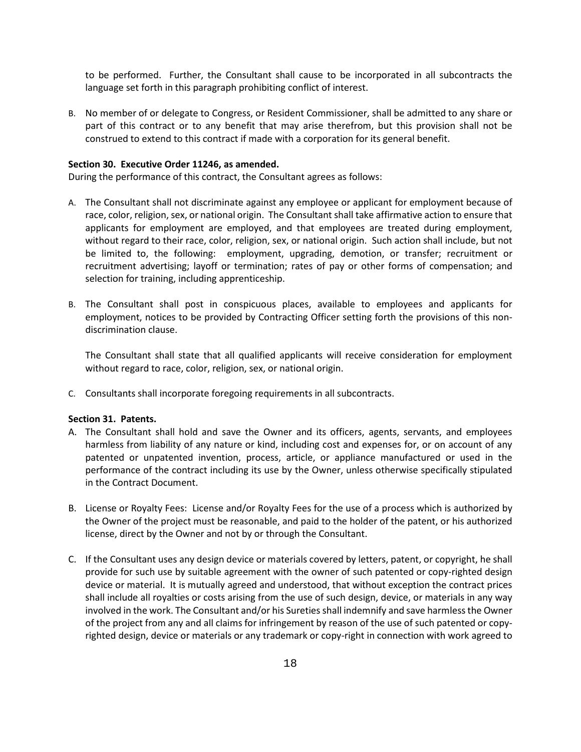to be performed. Further, the Consultant shall cause to be incorporated in all subcontracts the language set forth in this paragraph prohibiting conflict of interest.

B. No member of or delegate to Congress, or Resident Commissioner, shall be admitted to any share or part of this contract or to any benefit that may arise therefrom, but this provision shall not be construed to extend to this contract if made with a corporation for its general benefit.

**Section 30. Executive Order 11246, as amended.**

During the performance of this contract, the Consultant agrees as follows:

A. The Consultant shall not discriminate against any employee or applicant for employment because of race, color, religion, sex, or national origin. The Consultant shall take affirmative action to ensure that applicants for employment are employed, and that employees are treated during employment, without regard to their race, color, religion, sex, or national origin. Such action shall include, but not be limited to, the following: employment, upgrading, demotion, or transfer; recruitment or recruitment advertising; layoff or termination; rates of pay or other forms of compensation; and selection for training, including apprenticeship.

B. The Consultant shall post in conspicuous places, available to employees and applicants for employment, notices to be provided by Contracting Officer setting forth the provisions of this non-discrimination clause.

   The Consultant shall state that all qualified applicants will receive consideration for employment without regard to race, color, religion, sex, or national origin.

C. Consultants shall incorporate foregoing requirements in all subcontracts.

**Section 31. Patents.**

A. The Consultant shall hold and save the Owner and its officers, agents, servants, and employees harmless from liability of any nature or kind, including cost and expenses for, or on account of any patented or unpatented invention, process, article, or appliance manufactured or used in the performance of the contract including its use by the Owner, unless otherwise specifically stipulated in the Contract Document.

B. License or Royalty Fees: License and/or Royalty Fees for the use of a process which is authorized by the Owner of the project must be reasonable, and paid to the holder of the patent, or his authorized license, direct by the Owner and not by or through the Consultant.

C. If the Consultant uses any design device or materials covered by letters, patent, or copyright, he shall provide for such use by suitable agreement with the owner of such patented or copy-righted design device or material. It is mutually agreed and understood, that without exception the contract prices shall include all royalties or costs arising from the use of such design, device, or materials in any way involved in the work. The Consultant and/or his Sureties shall indemnify and save harmless the Owner of the project from any and all claims for infringement by reason of the use of such patented or copy-righted design, device or materials or any trademark or copy-right in connection with work agreed to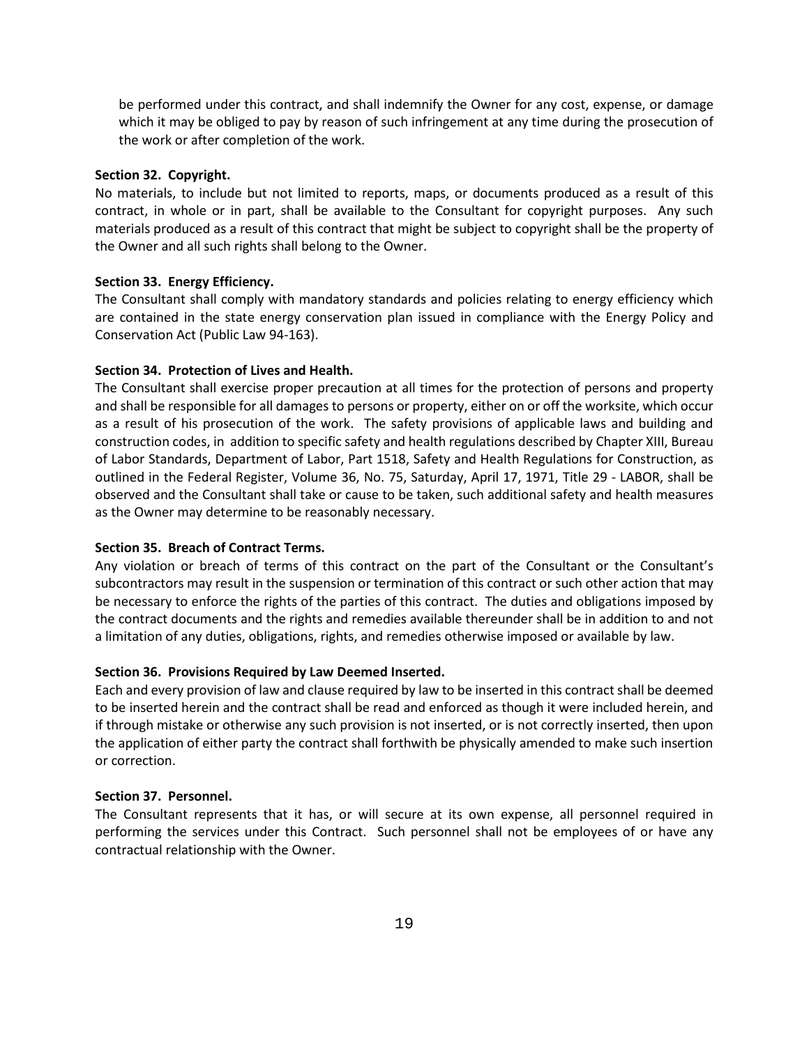be performed under this contract, and shall indemnify the Owner for any cost, expense, or damage which it may be obliged to pay by reason of such infringement at any time during the prosecution of the work or after completion of the work.

**Section 32. Copyright.**

No materials, to include but not limited to reports, maps, or documents produced as a result of this contract, in whole or in part, shall be available to the Consultant for copyright purposes. Any such materials produced as a result of this contract that might be subject to copyright shall be the property of the Owner and all such rights shall belong to the Owner.

**Section 33. Energy Efficiency.**

The Consultant shall comply with mandatory standards and policies relating to energy efficiency which are contained in the state energy conservation plan issued in compliance with the Energy Policy and Conservation Act (Public Law 94-163).

**Section 34. Protection of Lives and Health.**

The Consultant shall exercise proper precaution at all times for the protection of persons and property and shall be responsible for all damages to persons or property, either on or off the worksite, which occur as a result of his prosecution of the work. The safety provisions of applicable laws and building and construction codes, in addition to specific safety and health regulations described by Chapter XIII, Bureau of Labor Standards, Department of Labor, Part 1518, Safety and Health Regulations for Construction, as outlined in the Federal Register, Volume 36, No. 75, Saturday, April 17, 1971, Title 29 - LABOR, shall be observed and the Consultant shall take or cause to be taken, such additional safety and health measures as the Owner may determine to be reasonably necessary.

**Section 35. Breach of Contract Terms.**

Any violation or breach of terms of this contract on the part of the Consultant or the Consultant's subcontractors may result in the suspension or termination of this contract or such other action that may be necessary to enforce the rights of the parties of this contract. The duties and obligations imposed by the contract documents and the rights and remedies available thereunder shall be in addition to and not a limitation of any duties, obligations, rights, and remedies otherwise imposed or available by law.

**Section 36. Provisions Required by Law Deemed Inserted.**

Each and every provision of law and clause required by law to be inserted in this contract shall be deemed to be inserted herein and the contract shall be read and enforced as though it were included herein, and if through mistake or otherwise any such provision is not inserted, or is not correctly inserted, then upon the application of either party the contract shall forthwith be physically amended to make such insertion or correction.

**Section 37. Personnel.**

The Consultant represents that it has, or will secure at its own expense, all personnel required in performing the services under this Contract. Such personnel shall not be employees of or have any contractual relationship with the Owner.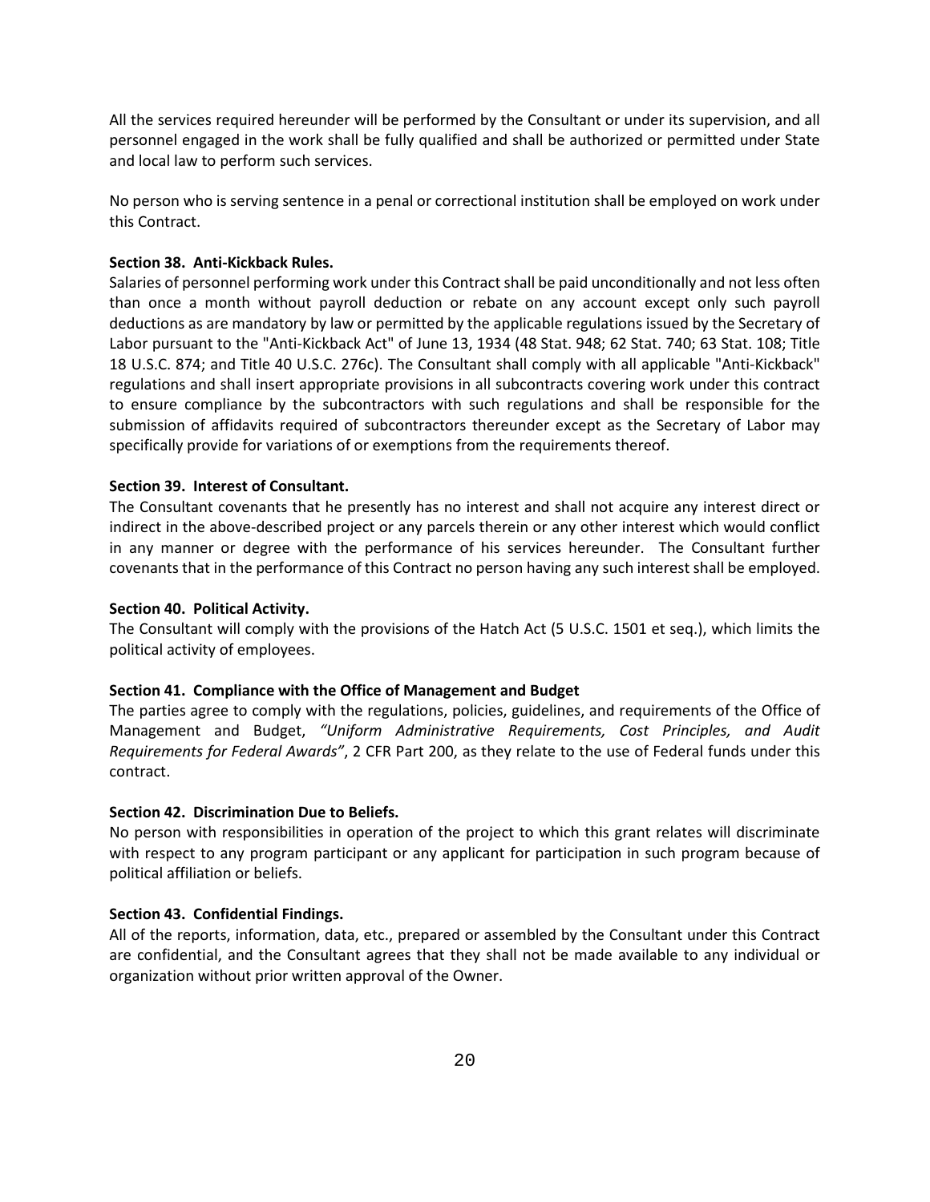All the services required hereunder will be performed by the Consultant or under its supervision, and all personnel engaged in the work shall be fully qualified and shall be authorized or permitted under State and local law to perform such services.

No person who is serving sentence in a penal or correctional institution shall be employed on work under this Contract.

**Section 38. Anti-Kickback Rules.**
Salaries of personnel performing work under this Contract shall be paid unconditionally and not less often than once a month without payroll deduction or rebate on any account except only such payroll deductions as are mandatory by law or permitted by the applicable regulations issued by the Secretary of Labor pursuant to the "Anti-Kickback Act" of June 13, 1934 (48 Stat. 948; 62 Stat. 740; 63 Stat. 108; Title 18 U.S.C. 874; and Title 40 U.S.C. 276c). The Consultant shall comply with all applicable "Anti-Kickback" regulations and shall insert appropriate provisions in all subcontracts covering work under this contract to ensure compliance by the subcontractors with such regulations and shall be responsible for the submission of affidavits required of subcontractors thereunder except as the Secretary of Labor may specifically provide for variations of or exemptions from the requirements thereof.

**Section 39. Interest of Consultant.**
The Consultant covenants that he presently has no interest and shall not acquire any interest direct or indirect in the above-described project or any parcels therein or any other interest which would conflict in any manner or degree with the performance of his services hereunder. The Consultant further covenants that in the performance of this Contract no person having any such interest shall be employed.

**Section 40. Political Activity.**
The Consultant will comply with the provisions of the Hatch Act (5 U.S.C. 1501 et seq.), which limits the political activity of employees.

**Section 41. Compliance with the Office of Management and Budget**
The parties agree to comply with the regulations, policies, guidelines, and requirements of the Office of Management and Budget, *"Uniform Administrative Requirements, Cost Principles, and Audit Requirements for Federal Awards"*, 2 CFR Part 200, as they relate to the use of Federal funds under this contract.

**Section 42. Discrimination Due to Beliefs.**
No person with responsibilities in operation of the project to which this grant relates will discriminate with respect to any program participant or any applicant for participation in such program because of political affiliation or beliefs.

**Section 43. Confidential Findings.**
All of the reports, information, data, etc., prepared or assembled by the Consultant under this Contract are confidential, and the Consultant agrees that they shall not be made available to any individual or organization without prior written approval of the Owner.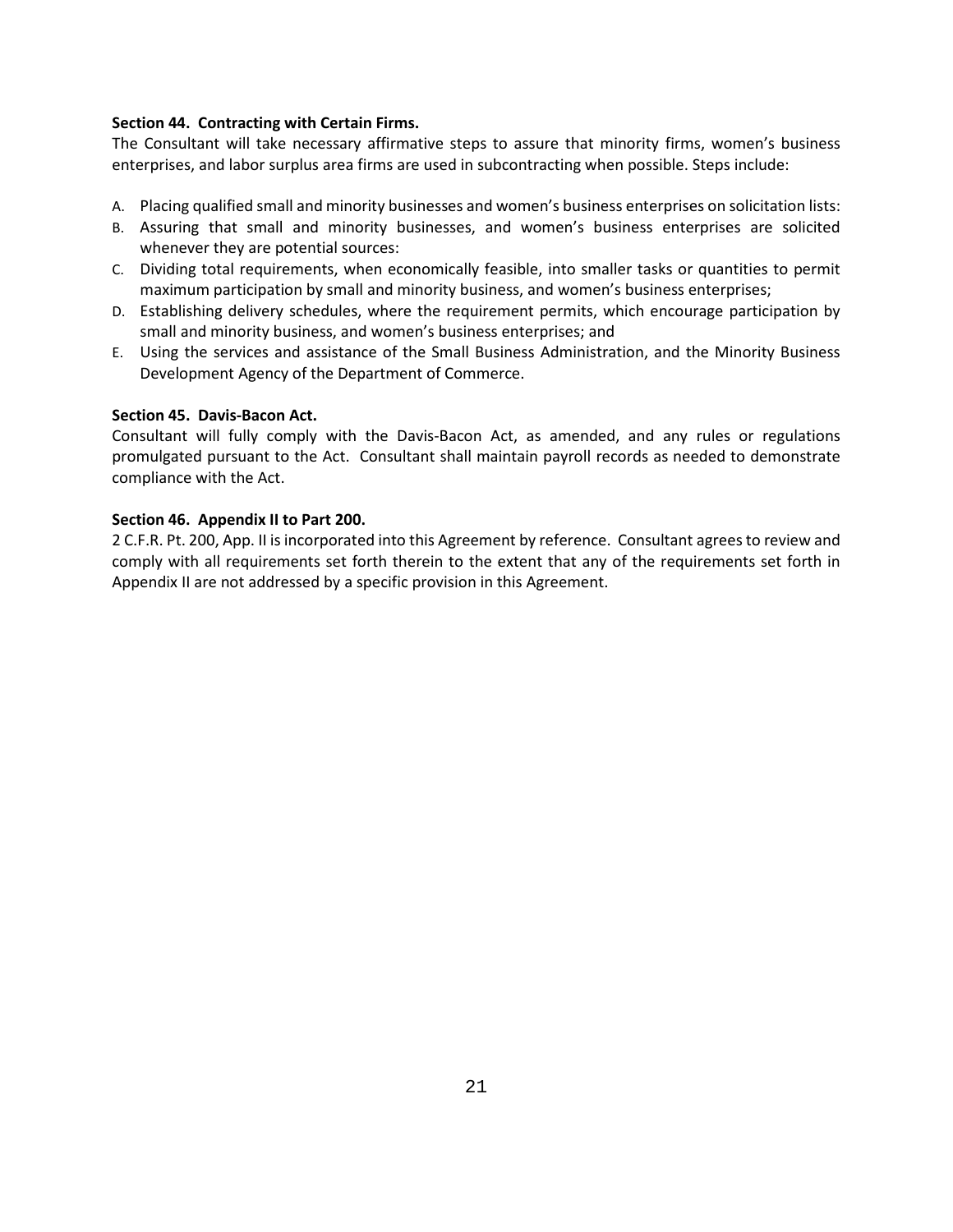**Section 44. Contracting with Certain Firms.**

The Consultant will take necessary affirmative steps to assure that minority firms, women's business enterprises, and labor surplus area firms are used in subcontracting when possible. Steps include:

A. Placing qualified small and minority businesses and women's business enterprises on solicitation lists:
B. Assuring that small and minority businesses, and women's business enterprises are solicited whenever they are potential sources:
C. Dividing total requirements, when economically feasible, into smaller tasks or quantities to permit maximum participation by small and minority business, and women's business enterprises;
D. Establishing delivery schedules, where the requirement permits, which encourage participation by small and minority business, and women's business enterprises; and
E. Using the services and assistance of the Small Business Administration, and the Minority Business Development Agency of the Department of Commerce.

**Section 45. Davis-Bacon Act.**

Consultant will fully comply with the Davis-Bacon Act, as amended, and any rules or regulations promulgated pursuant to the Act. Consultant shall maintain payroll records as needed to demonstrate compliance with the Act.

**Section 46. Appendix II to Part 200.**

2 C.F.R. Pt. 200, App. II is incorporated into this Agreement by reference. Consultant agrees to review and comply with all requirements set forth therein to the extent that any of the requirements set forth in Appendix II are not addressed by a specific provision in this Agreement.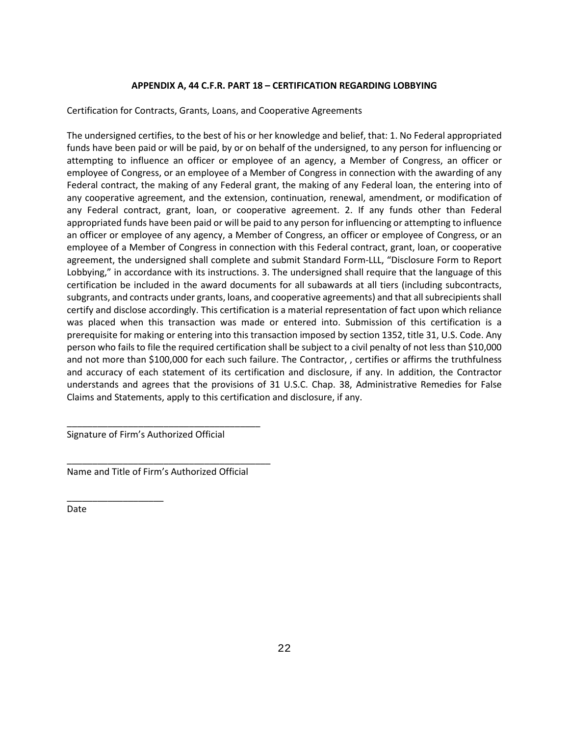**APPENDIX A, 44 C.F.R. PART 18 – CERTIFICATION REGARDING LOBBYING**

Certification for Contracts, Grants, Loans, and Cooperative Agreements

The undersigned certifies, to the best of his or her knowledge and belief, that: 1. No Federal appropriated funds have been paid or will be paid, by or on behalf of the undersigned, to any person for influencing or attempting to influence an officer or employee of an agency, a Member of Congress, an officer or employee of Congress, or an employee of a Member of Congress in connection with the awarding of any Federal contract, the making of any Federal grant, the making of any Federal loan, the entering into of any cooperative agreement, and the extension, continuation, renewal, amendment, or modification of any Federal contract, grant, loan, or cooperative agreement. 2. If any funds other than Federal appropriated funds have been paid or will be paid to any person for influencing or attempting to influence an officer or employee of any agency, a Member of Congress, an officer or employee of Congress, or an employee of a Member of Congress in connection with this Federal contract, grant, loan, or cooperative agreement, the undersigned shall complete and submit Standard Form-LLL, "Disclosure Form to Report Lobbying," in accordance with its instructions. 3. The undersigned shall require that the language of this certification be included in the award documents for all subawards at all tiers (including subcontracts, subgrants, and contracts under grants, loans, and cooperative agreements) and that all subrecipients shall certify and disclose accordingly. This certification is a material representation of fact upon which reliance was placed when this transaction was made or entered into. Submission of this certification is a prerequisite for making or entering into this transaction imposed by section 1352, title 31, U.S. Code. Any person who fails to file the required certification shall be subject to a civil penalty of not less than $10,000 and not more than $100,000 for each such failure. The Contractor, , certifies or affirms the truthfulness and accuracy of each statement of its certification and disclosure, if any. In addition, the Contractor understands and agrees that the provisions of 31 U.S.C. Chap. 38, Administrative Remedies for False Claims and Statements, apply to this certification and disclosure, if any.

\_\_\_\_\_\_\_\_\_\_\_\_\_\_\_\_\_\_\_\_\_\_\_\_\_\_\_\_\_\_\_\_\_\_\_\_\_\_\_\_
Signature of Firm's Authorized Official

\_\_\_\_\_\_\_\_\_\_\_\_\_\_\_\_\_\_\_\_\_\_\_\_\_\_\_\_\_\_\_\_\_\_\_\_\_\_\_\_\_\_
Name and Title of Firm's Authorized Official

\_\_\_\_\_\_\_\_\_\_\_\_\_\_\_\_\_\_\_\_
Date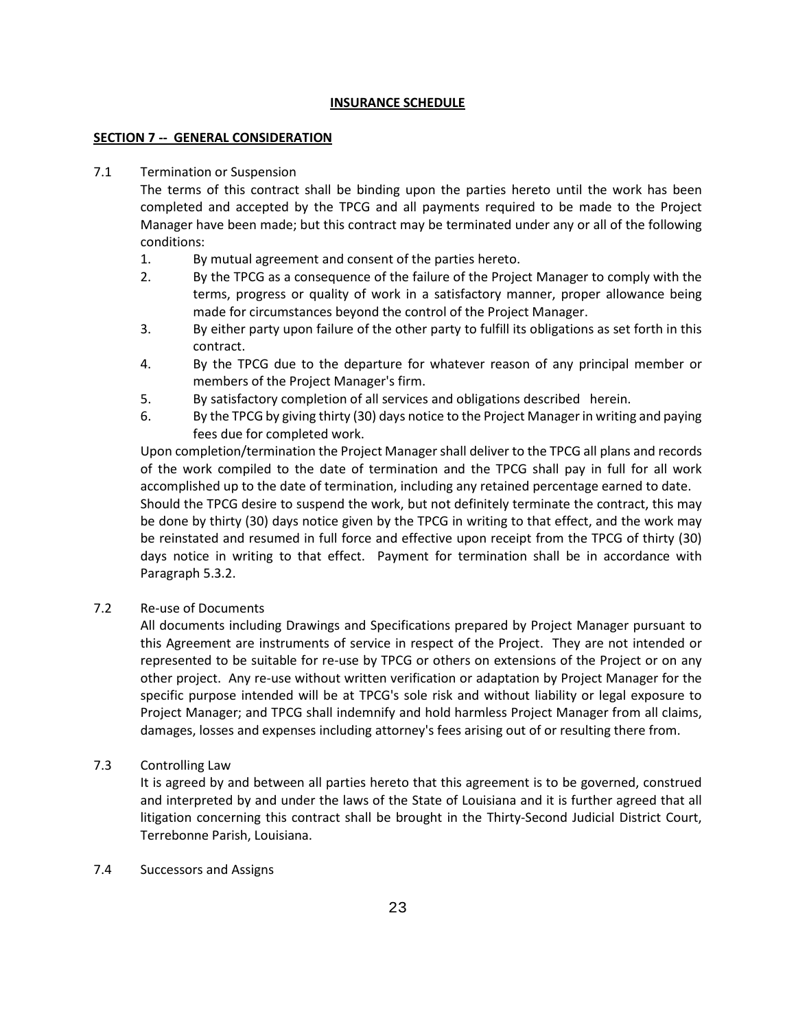**INSURANCE SCHEDULE**

**SECTION 7 -- GENERAL CONSIDERATION**

7.1 Termination or Suspension

The terms of this contract shall be binding upon the parties hereto until the work has been completed and accepted by the TPCG and all payments required to be made to the Project Manager have been made; but this contract may be terminated under any or all of the following conditions:

1. By mutual agreement and consent of the parties hereto.
2. By the TPCG as a consequence of the failure of the Project Manager to comply with the terms, progress or quality of work in a satisfactory manner, proper allowance being made for circumstances beyond the control of the Project Manager.
3. By either party upon failure of the other party to fulfill its obligations as set forth in this contract.
4. By the TPCG due to the departure for whatever reason of any principal member or members of the Project Manager's firm.
5. By satisfactory completion of all services and obligations described herein.
6. By the TPCG by giving thirty (30) days notice to the Project Manager in writing and paying fees due for completed work.

Upon completion/termination the Project Manager shall deliver to the TPCG all plans and records of the work compiled to the date of termination and the TPCG shall pay in full for all work accomplished up to the date of termination, including any retained percentage earned to date. Should the TPCG desire to suspend the work, but not definitely terminate the contract, this may be done by thirty (30) days notice given by the TPCG in writing to that effect, and the work may be reinstated and resumed in full force and effective upon receipt from the TPCG of thirty (30) days notice in writing to that effect. Payment for termination shall be in accordance with Paragraph 5.3.2.

7.2 Re-use of Documents

All documents including Drawings and Specifications prepared by Project Manager pursuant to this Agreement are instruments of service in respect of the Project. They are not intended or represented to be suitable for re-use by TPCG or others on extensions of the Project or on any other project. Any re-use without written verification or adaptation by Project Manager for the specific purpose intended will be at TPCG's sole risk and without liability or legal exposure to Project Manager; and TPCG shall indemnify and hold harmless Project Manager from all claims, damages, losses and expenses including attorney's fees arising out of or resulting there from.

7.3 Controlling Law

It is agreed by and between all parties hereto that this agreement is to be governed, construed and interpreted by and under the laws of the State of Louisiana and it is further agreed that all litigation concerning this contract shall be brought in the Thirty-Second Judicial District Court, Terrebonne Parish, Louisiana.

7.4 Successors and Assigns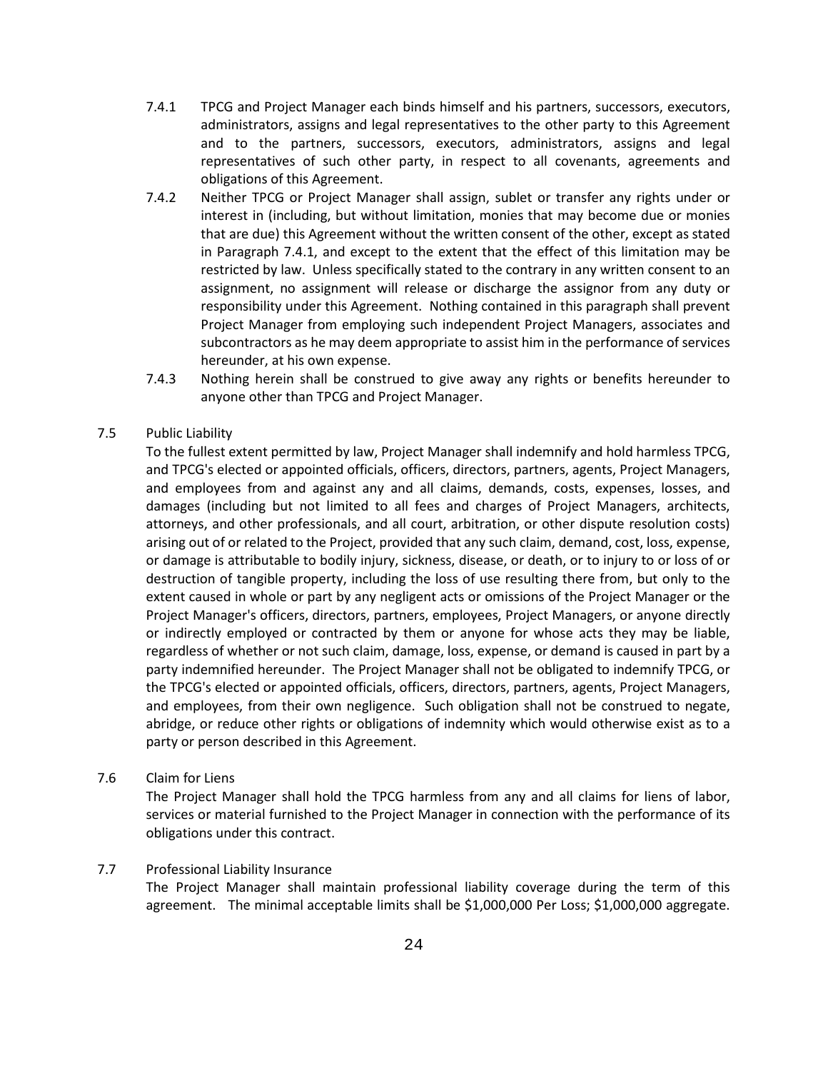7.4.1 TPCG and Project Manager each binds himself and his partners, successors, executors, administrators, assigns and legal representatives to the other party to this Agreement and to the partners, successors, executors, administrators, assigns and legal representatives of such other party, in respect to all covenants, agreements and obligations of this Agreement.

7.4.2 Neither TPCG or Project Manager shall assign, sublet or transfer any rights under or interest in (including, but without limitation, monies that may become due or monies that are due) this Agreement without the written consent of the other, except as stated in Paragraph 7.4.1, and except to the extent that the effect of this limitation may be restricted by law. Unless specifically stated to the contrary in any written consent to an assignment, no assignment will release or discharge the assignor from any duty or responsibility under this Agreement. Nothing contained in this paragraph shall prevent Project Manager from employing such independent Project Managers, associates and subcontractors as he may deem appropriate to assist him in the performance of services hereunder, at his own expense.

7.4.3 Nothing herein shall be construed to give away any rights or benefits hereunder to anyone other than TPCG and Project Manager.

7.5 Public Liability

To the fullest extent permitted by law, Project Manager shall indemnify and hold harmless TPCG, and TPCG's elected or appointed officials, officers, directors, partners, agents, Project Managers, and employees from and against any and all claims, demands, costs, expenses, losses, and damages (including but not limited to all fees and charges of Project Managers, architects, attorneys, and other professionals, and all court, arbitration, or other dispute resolution costs) arising out of or related to the Project, provided that any such claim, demand, cost, loss, expense, or damage is attributable to bodily injury, sickness, disease, or death, or to injury to or loss of or destruction of tangible property, including the loss of use resulting there from, but only to the extent caused in whole or part by any negligent acts or omissions of the Project Manager or the Project Manager's officers, directors, partners, employees, Project Managers, or anyone directly or indirectly employed or contracted by them or anyone for whose acts they may be liable, regardless of whether or not such claim, damage, loss, expense, or demand is caused in part by a party indemnified hereunder. The Project Manager shall not be obligated to indemnify TPCG, or the TPCG's elected or appointed officials, officers, directors, partners, agents, Project Managers, and employees, from their own negligence. Such obligation shall not be construed to negate, abridge, or reduce other rights or obligations of indemnity which would otherwise exist as to a party or person described in this Agreement.

7.6 Claim for Liens

The Project Manager shall hold the TPCG harmless from any and all claims for liens of labor, services or material furnished to the Project Manager in connection with the performance of its obligations under this contract.

7.7 Professional Liability Insurance

The Project Manager shall maintain professional liability coverage during the term of this agreement. The minimal acceptable limits shall be $1,000,000 Per Loss; $1,000,000 aggregate.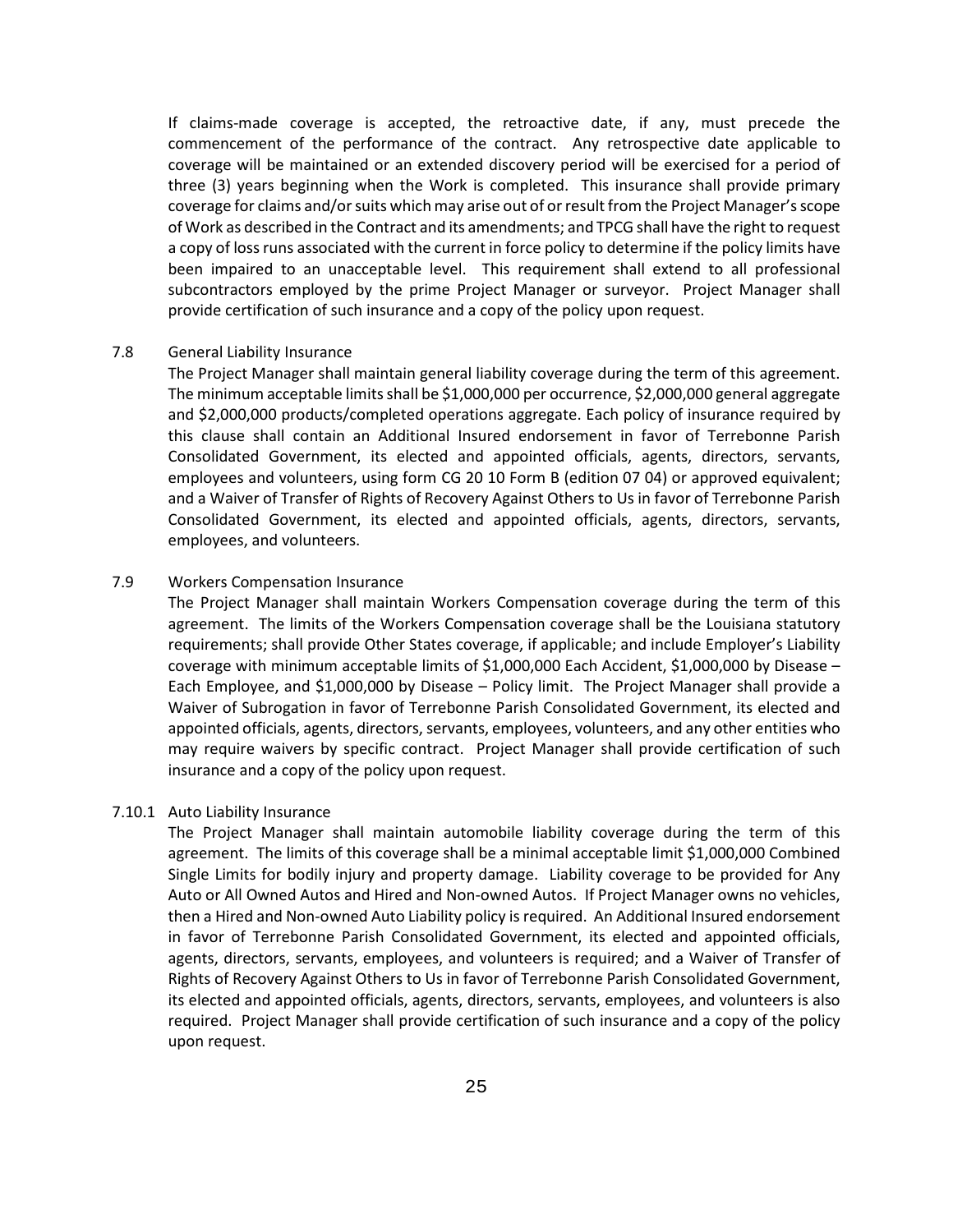If claims-made coverage is accepted, the retroactive date, if any, must precede the commencement of the performance of the contract. Any retrospective date applicable to coverage will be maintained or an extended discovery period will be exercised for a period of three (3) years beginning when the Work is completed. This insurance shall provide primary coverage for claims and/or suits which may arise out of or result from the Project Manager's scope of Work as described in the Contract and its amendments; and TPCG shall have the right to request a copy of loss runs associated with the current in force policy to determine if the policy limits have been impaired to an unacceptable level. This requirement shall extend to all professional subcontractors employed by the prime Project Manager or surveyor. Project Manager shall provide certification of such insurance and a copy of the policy upon request.

7.8 General Liability Insurance

The Project Manager shall maintain general liability coverage during the term of this agreement. The minimum acceptable limits shall be $1,000,000 per occurrence, $2,000,000 general aggregate and $2,000,000 products/completed operations aggregate. Each policy of insurance required by this clause shall contain an Additional Insured endorsement in favor of Terrebonne Parish Consolidated Government, its elected and appointed officials, agents, directors, servants, employees and volunteers, using form CG 20 10 Form B (edition 07 04) or approved equivalent; and a Waiver of Transfer of Rights of Recovery Against Others to Us in favor of Terrebonne Parish Consolidated Government, its elected and appointed officials, agents, directors, servants, employees, and volunteers.

7.9 Workers Compensation Insurance

The Project Manager shall maintain Workers Compensation coverage during the term of this agreement. The limits of the Workers Compensation coverage shall be the Louisiana statutory requirements; shall provide Other States coverage, if applicable; and include Employer's Liability coverage with minimum acceptable limits of $1,000,000 Each Accident, $1,000,000 by Disease – Each Employee, and $1,000,000 by Disease – Policy limit. The Project Manager shall provide a Waiver of Subrogation in favor of Terrebonne Parish Consolidated Government, its elected and appointed officials, agents, directors, servants, employees, volunteers, and any other entities who may require waivers by specific contract. Project Manager shall provide certification of such insurance and a copy of the policy upon request.

7.10.1 Auto Liability Insurance

The Project Manager shall maintain automobile liability coverage during the term of this agreement. The limits of this coverage shall be a minimal acceptable limit $1,000,000 Combined Single Limits for bodily injury and property damage. Liability coverage to be provided for Any Auto or All Owned Autos and Hired and Non-owned Autos. If Project Manager owns no vehicles, then a Hired and Non-owned Auto Liability policy is required. An Additional Insured endorsement in favor of Terrebonne Parish Consolidated Government, its elected and appointed officials, agents, directors, servants, employees, and volunteers is required; and a Waiver of Transfer of Rights of Recovery Against Others to Us in favor of Terrebonne Parish Consolidated Government, its elected and appointed officials, agents, directors, servants, employees, and volunteers is also required. Project Manager shall provide certification of such insurance and a copy of the policy upon request.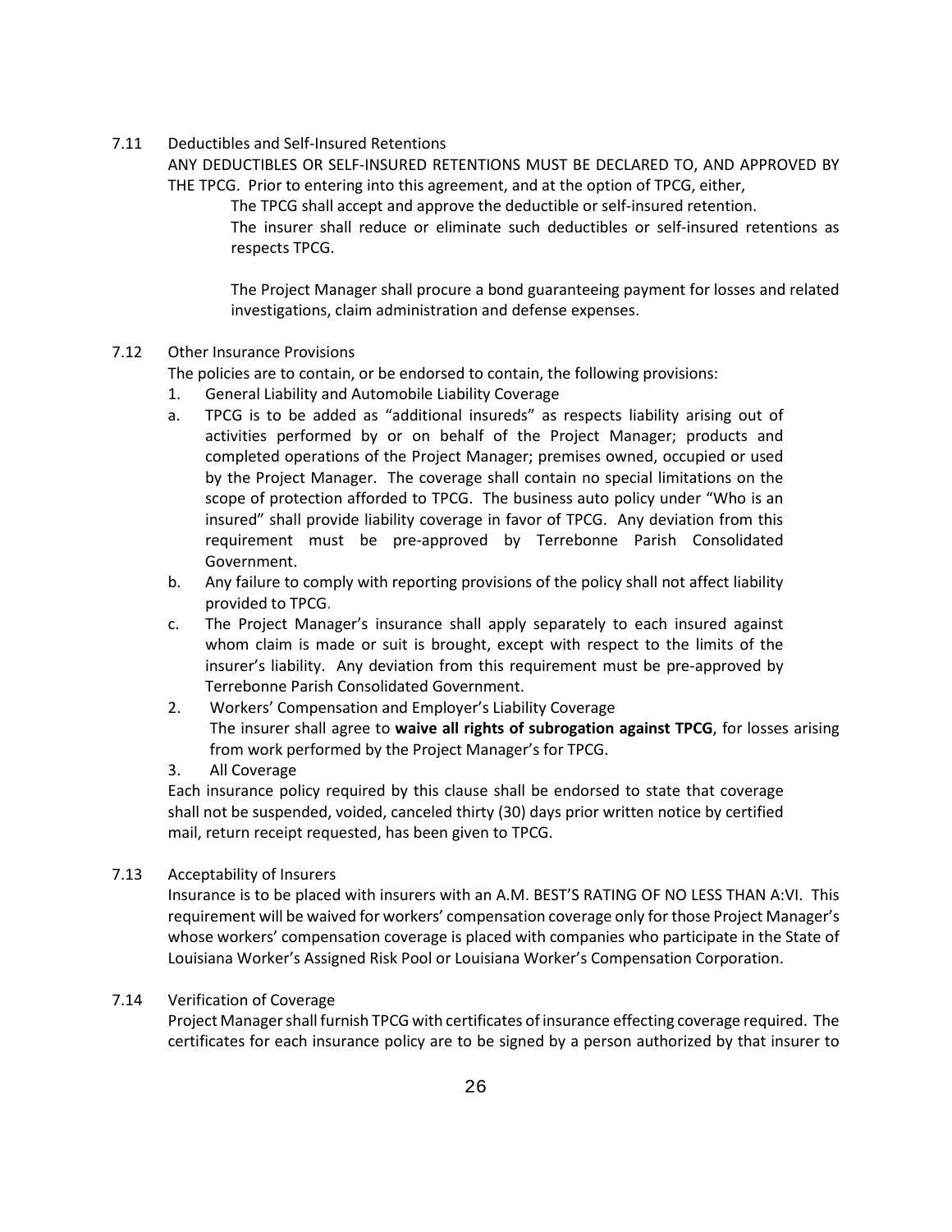7.11 Deductibles and Self-Insured Retentions

ANY DEDUCTIBLES OR SELF-INSURED RETENTIONS MUST BE DECLARED TO, AND APPROVED BY THE TPCG. Prior to entering into this agreement, and at the option of TPCG, either,

The TPCG shall accept and approve the deductible or self-insured retention.

The insurer shall reduce or eliminate such deductibles or self-insured retentions as respects TPCG.

The Project Manager shall procure a bond guaranteeing payment for losses and related investigations, claim administration and defense expenses.

7.12 Other Insurance Provisions

The policies are to contain, or be endorsed to contain, the following provisions:

1. General Liability and Automobile Liability Coverage
   a. TPCG is to be added as "additional insureds" as respects liability arising out of activities performed by or on behalf of the Project Manager; products and completed operations of the Project Manager; premises owned, occupied or used by the Project Manager. The coverage shall contain no special limitations on the scope of protection afforded to TPCG. The business auto policy under "Who is an insured" shall provide liability coverage in favor of TPCG. Any deviation from this requirement must be pre-approved by Terrebonne Parish Consolidated Government.
   b. Any failure to comply with reporting provisions of the policy shall not affect liability provided to TPCG.
   c. The Project Manager's insurance shall apply separately to each insured against whom claim is made or suit is brought, except with respect to the limits of the insurer's liability. Any deviation from this requirement must be pre-approved by Terrebonne Parish Consolidated Government.
2. Workers' Compensation and Employer's Liability Coverage
   The insurer shall agree to **waive all rights of subrogation against TPCG**, for losses arising from work performed by the Project Manager's for TPCG.
3. All Coverage

Each insurance policy required by this clause shall be endorsed to state that coverage shall not be suspended, voided, canceled thirty (30) days prior written notice by certified mail, return receipt requested, has been given to TPCG.

7.13 Acceptability of Insurers

Insurance is to be placed with insurers with an A.M. BEST'S RATING OF NO LESS THAN A:VI. This requirement will be waived for workers' compensation coverage only for those Project Manager's whose workers' compensation coverage is placed with companies who participate in the State of Louisiana Worker's Assigned Risk Pool or Louisiana Worker's Compensation Corporation.

7.14 Verification of Coverage

Project Manager shall furnish TPCG with certificates of insurance effecting coverage required. The certificates for each insurance policy are to be signed by a person authorized by that insurer to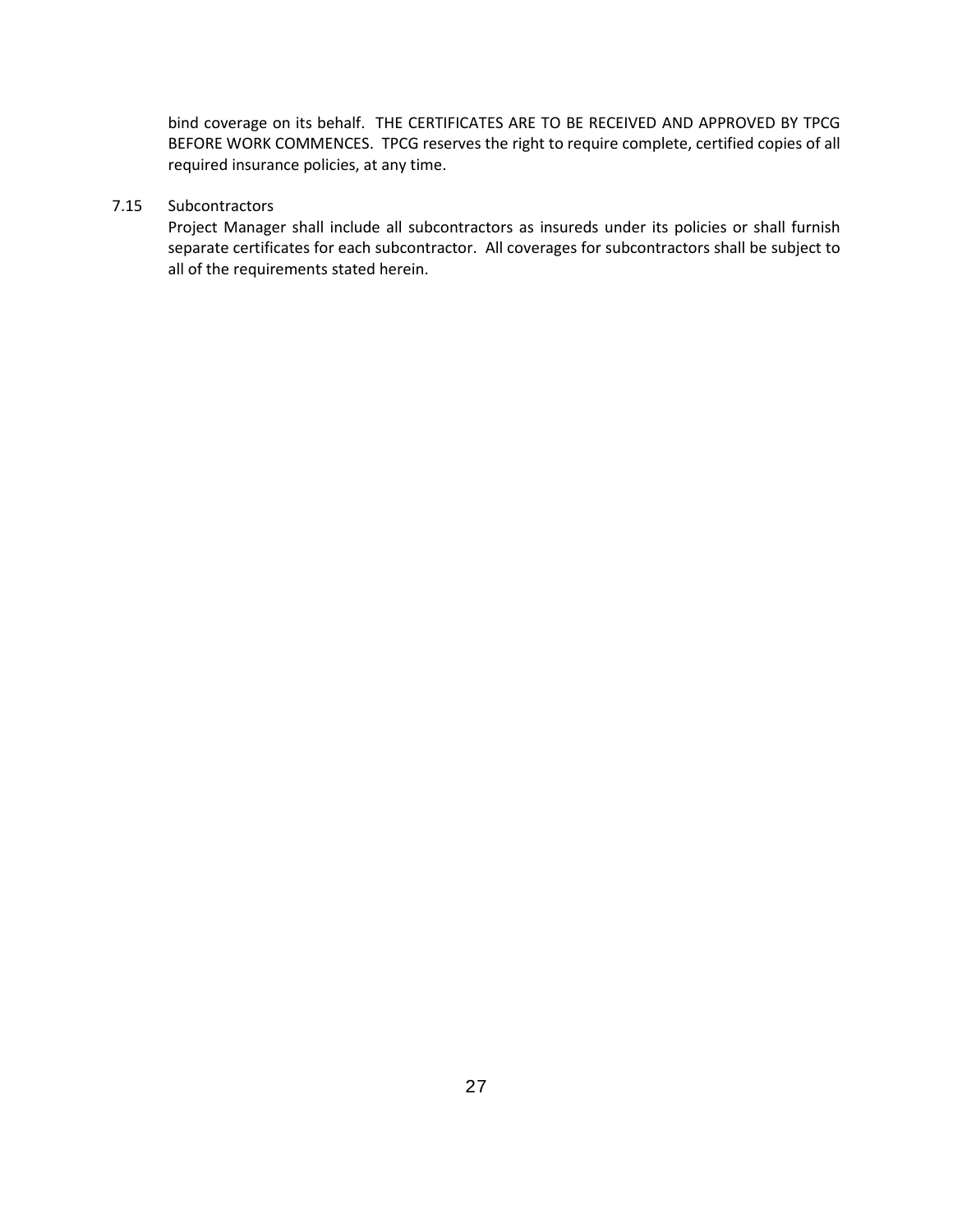bind coverage on its behalf. THE CERTIFICATES ARE TO BE RECEIVED AND APPROVED BY TPCG BEFORE WORK COMMENCES. TPCG reserves the right to require complete, certified copies of all required insurance policies, at any time.

7.15 Subcontractors

Project Manager shall include all subcontractors as insureds under its policies or shall furnish separate certificates for each subcontractor. All coverages for subcontractors shall be subject to all of the requirements stated herein.